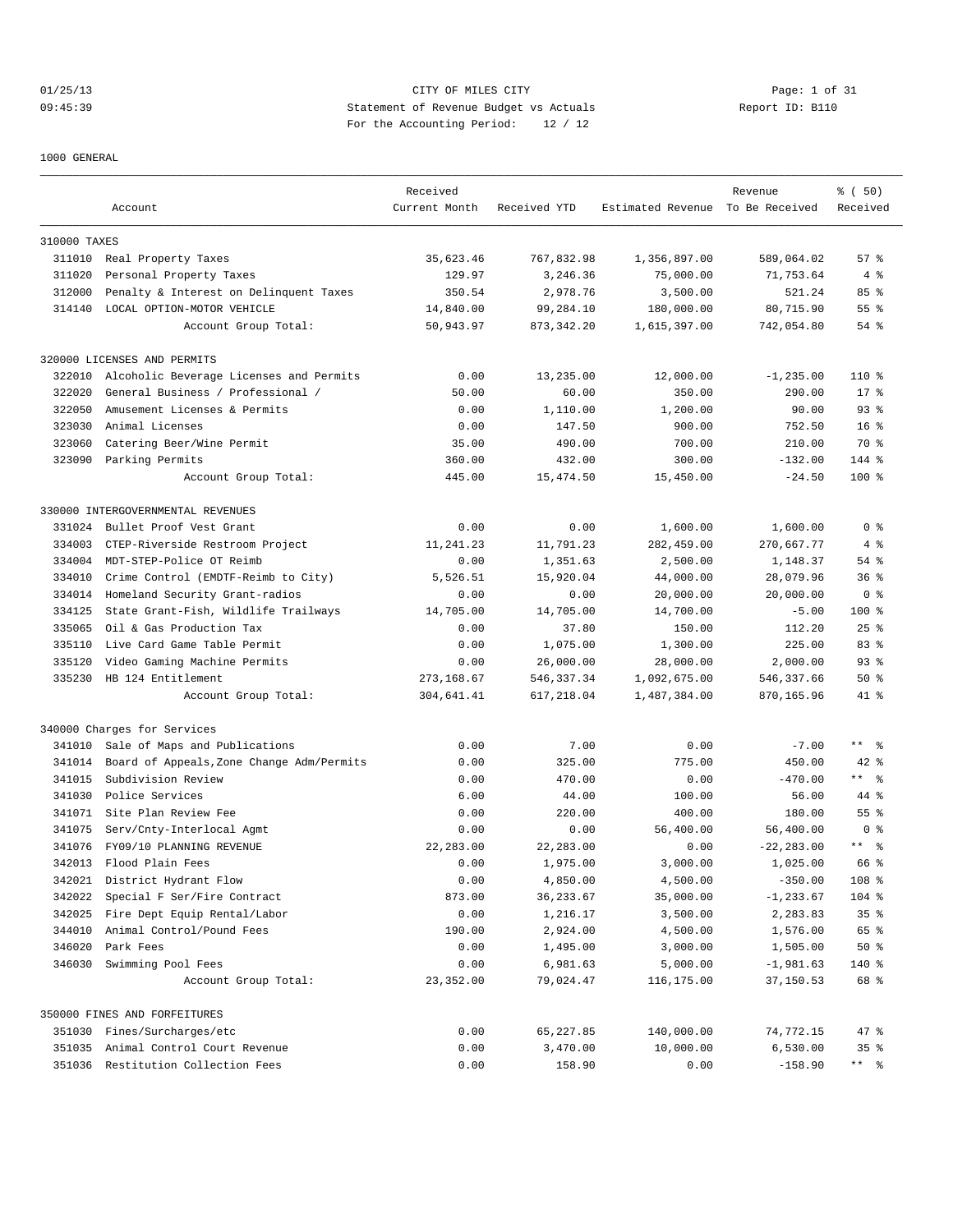CITY OF MILES CITY
Statement of Revenue Budget vs Actuals
For the Accounting Period: 12 / 12

01/25/13
09:45:39
Report ID: B110

1000 GENERAL

| | Account | Received Current Month | Received YTD | Estimated Revenue | Revenue To Be Received | % ( 50) Received |
|---|---|---|---|---|---|---|
| **310000 TAXES** | | | | | | |
| 311010 | Real Property Taxes | 35,623.46 | 767,832.98 | 1,356,897.00 | 589,064.02 | 57 % |
| 311020 | Personal Property Taxes | 129.97 | 3,246.36 | 75,000.00 | 71,753.64 | 4 % |
| 312000 | Penalty & Interest on Delinquent Taxes | 350.54 | 2,978.76 | 3,500.00 | 521.24 | 85 % |
| 314140 | LOCAL OPTION-MOTOR VEHICLE | 14,840.00 | 99,284.10 | 180,000.00 | 80,715.90 | 55 % |
| | Account Group Total: | 50,943.97 | 873,342.20 | 1,615,397.00 | 742,054.80 | 54 % |
| **320000 LICENSES AND PERMITS** | | | | | | |
| 322010 | Alcoholic Beverage Licenses and Permits | 0.00 | 13,235.00 | 12,000.00 | -1,235.00 | 110 % |
| 322020 | General Business / Professional / | 50.00 | 60.00 | 350.00 | 290.00 | 17 % |
| 322050 | Amusement Licenses & Permits | 0.00 | 1,110.00 | 1,200.00 | 90.00 | 93 % |
| 323030 | Animal Licenses | 0.00 | 147.50 | 900.00 | 752.50 | 16 % |
| 323060 | Catering Beer/Wine Permit | 35.00 | 490.00 | 700.00 | 210.00 | 70 % |
| 323090 | Parking Permits | 360.00 | 432.00 | 300.00 | -132.00 | 144 % |
| | Account Group Total: | 445.00 | 15,474.50 | 15,450.00 | -24.50 | 100 % |
| **330000 INTERGOVERNMENTAL REVENUES** | | | | | | |
| 331024 | Bullet Proof Vest Grant | 0.00 | 0.00 | 1,600.00 | 1,600.00 | 0 % |
| 334003 | CTEP-Riverside Restroom Project | 11,241.23 | 11,791.23 | 282,459.00 | 270,667.77 | 4 % |
| 334004 | MDT-STEP-Police OT Reimb | 0.00 | 1,351.63 | 2,500.00 | 1,148.37 | 54 % |
| 334010 | Crime Control (EMDTF-Reimb to City) | 5,526.51 | 15,920.04 | 44,000.00 | 28,079.96 | 36 % |
| 334014 | Homeland Security Grant-radios | 0.00 | 0.00 | 20,000.00 | 20,000.00 | 0 % |
| 334125 | State Grant-Fish, Wildlife Trailways | 14,705.00 | 14,705.00 | 14,700.00 | -5.00 | 100 % |
| 335065 | Oil & Gas Production Tax | 0.00 | 37.80 | 150.00 | 112.20 | 25 % |
| 335110 | Live Card Game Table Permit | 0.00 | 1,075.00 | 1,300.00 | 225.00 | 83 % |
| 335120 | Video Gaming Machine Permits | 0.00 | 26,000.00 | 28,000.00 | 2,000.00 | 93 % |
| 335230 | HB 124 Entitlement | 273,168.67 | 546,337.34 | 1,092,675.00 | 546,337.66 | 50 % |
| | Account Group Total: | 304,641.41 | 617,218.04 | 1,487,384.00 | 870,165.96 | 41 % |
| **340000 Charges for Services** | | | | | | |
| 341010 | Sale of Maps and Publications | 0.00 | 7.00 | 0.00 | -7.00 | ** % |
| 341014 | Board of Appeals,Zone Change Adm/Permits | 0.00 | 325.00 | 775.00 | 450.00 | 42 % |
| 341015 | Subdivision Review | 0.00 | 470.00 | 0.00 | -470.00 | ** % |
| 341030 | Police Services | 6.00 | 44.00 | 100.00 | 56.00 | 44 % |
| 341071 | Site Plan Review Fee | 0.00 | 220.00 | 400.00 | 180.00 | 55 % |
| 341075 | Serv/Cnty-Interlocal Agmt | 0.00 | 0.00 | 56,400.00 | 56,400.00 | 0 % |
| 341076 | FY09/10 PLANNING REVENUE | 22,283.00 | 22,283.00 | 0.00 | -22,283.00 | ** % |
| 342013 | Flood Plain Fees | 0.00 | 1,975.00 | 3,000.00 | 1,025.00 | 66 % |
| 342021 | District Hydrant Flow | 0.00 | 4,850.00 | 4,500.00 | -350.00 | 108 % |
| 342022 | Special F Ser/Fire Contract | 873.00 | 36,233.67 | 35,000.00 | -1,233.67 | 104 % |
| 342025 | Fire Dept Equip Rental/Labor | 0.00 | 1,216.17 | 3,500.00 | 2,283.83 | 35 % |
| 344010 | Animal Control/Pound Fees | 190.00 | 2,924.00 | 4,500.00 | 1,576.00 | 65 % |
| 346020 | Park Fees | 0.00 | 1,495.00 | 3,000.00 | 1,505.00 | 50 % |
| 346030 | Swimming Pool Fees | 0.00 | 6,981.63 | 5,000.00 | -1,981.63 | 140 % |
| | Account Group Total: | 23,352.00 | 79,024.47 | 116,175.00 | 37,150.53 | 68 % |
| **350000 FINES AND FORFEITURES** | | | | | | |
| 351030 | Fines/Surcharges/etc | 0.00 | 65,227.85 | 140,000.00 | 74,772.15 | 47 % |
| 351035 | Animal Control Court Revenue | 0.00 | 3,470.00 | 10,000.00 | 6,530.00 | 35 % |
| 351036 | Restitution Collection Fees | 0.00 | 158.90 | 0.00 | -158.90 | ** % |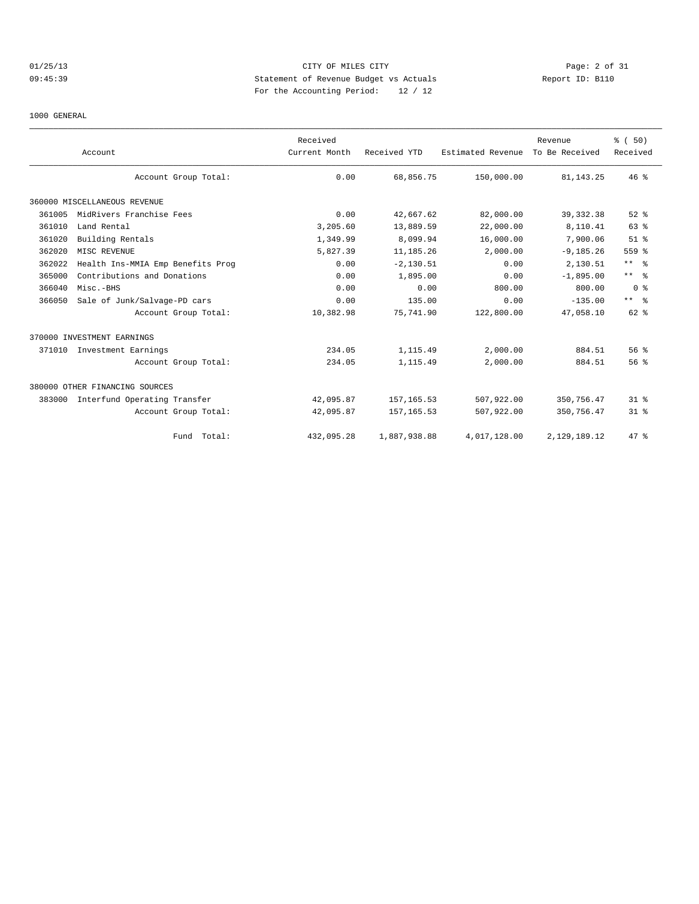CITY OF MILES CITY
Statement of Revenue Budget vs Actuals
For the Accounting Period: 12 / 12

01/25/13 09:45:39 — Report ID: B110

1000 GENERAL

| Account | | Received Current Month | Received YTD | Estimated Revenue | Revenue To Be Received | % ( 50) Received |
|---|---|---|---|---|---|---|
| | Account Group Total: | 0.00 | 68,856.75 | 150,000.00 | 81,143.25 | 46 % |
| 360000 MISCELLANEOUS REVENUE | | | | | | |
| 361005 | MidRivers Franchise Fees | 0.00 | 42,667.62 | 82,000.00 | 39,332.38 | 52 % |
| 361010 | Land Rental | 3,205.60 | 13,889.59 | 22,000.00 | 8,110.41 | 63 % |
| 361020 | Building Rentals | 1,349.99 | 8,099.94 | 16,000.00 | 7,900.06 | 51 % |
| 362020 | MISC REVENUE | 5,827.39 | 11,185.26 | 2,000.00 | -9,185.26 | 559 % |
| 362022 | Health Ins-MMIA Emp Benefits Prog | 0.00 | -2,130.51 | 0.00 | 2,130.51 | ** % |
| 365000 | Contributions and Donations | 0.00 | 1,895.00 | 0.00 | -1,895.00 | ** % |
| 366040 | Misc.-BHS | 0.00 | 0.00 | 800.00 | 800.00 | 0 % |
| 366050 | Sale of Junk/Salvage-PD cars | 0.00 | 135.00 | 0.00 | -135.00 | ** % |
| | Account Group Total: | 10,382.98 | 75,741.90 | 122,800.00 | 47,058.10 | 62 % |
| 370000 INVESTMENT EARNINGS | | | | | | |
| 371010 | Investment Earnings | 234.05 | 1,115.49 | 2,000.00 | 884.51 | 56 % |
| | Account Group Total: | 234.05 | 1,115.49 | 2,000.00 | 884.51 | 56 % |
| 380000 OTHER FINANCING SOURCES | | | | | | |
| 383000 | Interfund Operating Transfer | 42,095.87 | 157,165.53 | 507,922.00 | 350,756.47 | 31 % |
| | Account Group Total: | 42,095.87 | 157,165.53 | 507,922.00 | 350,756.47 | 31 % |
| | Fund Total: | 432,095.28 | 1,887,938.88 | 4,017,128.00 | 2,129,189.12 | 47 % |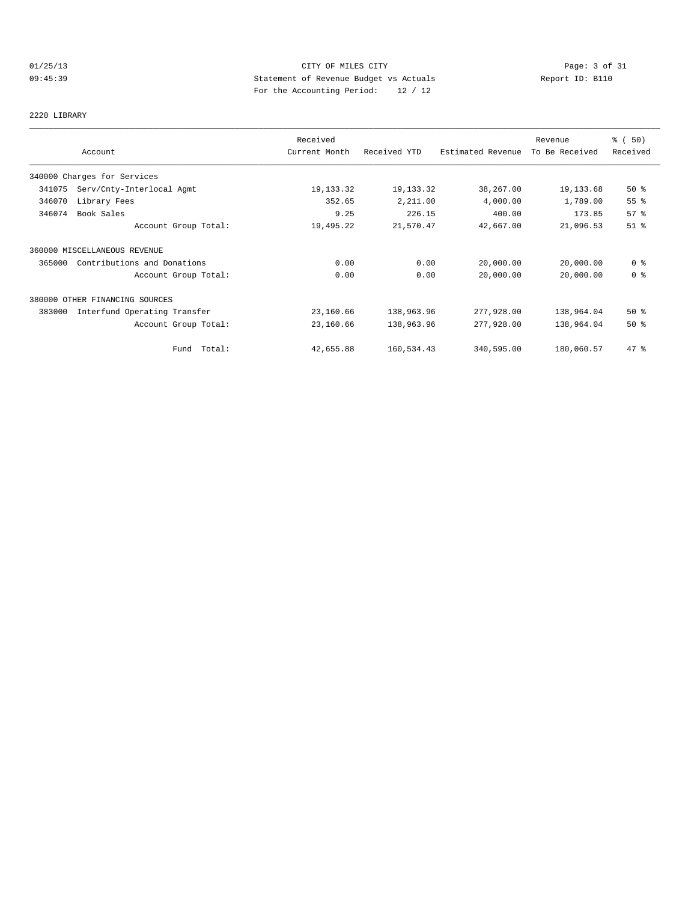CITY OF MILES CITY
Statement of Revenue Budget vs Actuals
For the Accounting Period: 12 / 12

01/25/13
09:45:39

Report ID: B110

2220 LIBRARY

| Account | Received Current Month | Received YTD | Estimated Revenue | Revenue To Be Received | % ( 50) Received |
|---|---|---|---|---|---|
| 340000 Charges for Services | | | | | |
| 341075 Serv/Cnty-Interlocal Agmt | 19,133.32 | 19,133.32 | 38,267.00 | 19,133.68 | 50 % |
| 346070 Library Fees | 352.65 | 2,211.00 | 4,000.00 | 1,789.00 | 55 % |
| 346074 Book Sales | 9.25 | 226.15 | 400.00 | 173.85 | 57 % |
| Account Group Total: | 19,495.22 | 21,570.47 | 42,667.00 | 21,096.53 | 51 % |
| 360000 MISCELLANEOUS REVENUE | | | | | |
| 365000 Contributions and Donations | 0.00 | 0.00 | 20,000.00 | 20,000.00 | 0 % |
| Account Group Total: | 0.00 | 0.00 | 20,000.00 | 20,000.00 | 0 % |
| 380000 OTHER FINANCING SOURCES | | | | | |
| 383000 Interfund Operating Transfer | 23,160.66 | 138,963.96 | 277,928.00 | 138,964.04 | 50 % |
| Account Group Total: | 23,160.66 | 138,963.96 | 277,928.00 | 138,964.04 | 50 % |
| Fund Total: | 42,655.88 | 160,534.43 | 340,595.00 | 180,060.57 | 47 % |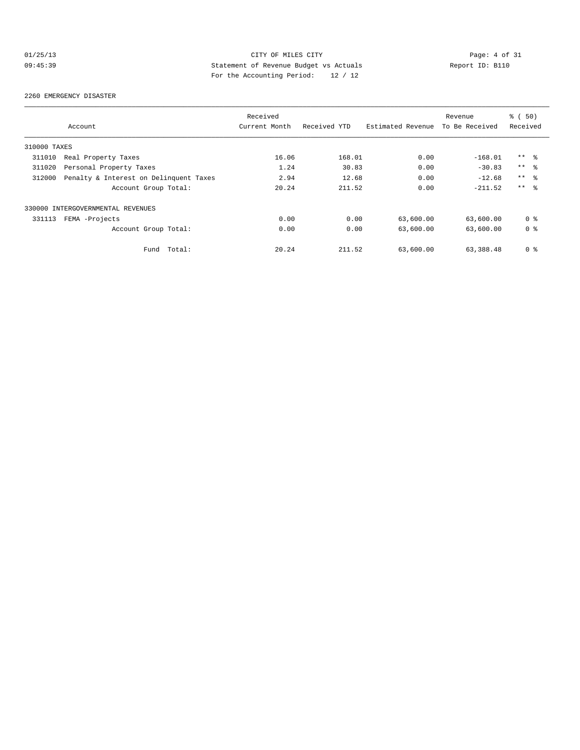CITY OF MILES CITY
Statement of Revenue Budget vs Actuals
For the Accounting Period: 12 / 12

01/25/13
09:45:39

Report ID: B110

2260 EMERGENCY DISASTER

| Account | Received Current Month | Received YTD | Estimated Revenue | Revenue To Be Received | % ( 50) Received |
|---|---|---|---|---|---|
| 310000 TAXES | | | | | |
| 311010 Real Property Taxes | 16.06 | 168.01 | 0.00 | -168.01 | ** % |
| 311020 Personal Property Taxes | 1.24 | 30.83 | 0.00 | -30.83 | ** % |
| 312000 Penalty & Interest on Delinquent Taxes | 2.94 | 12.68 | 0.00 | -12.68 | ** % |
| Account Group Total: | 20.24 | 211.52 | 0.00 | -211.52 | ** % |
| 330000 INTERGOVERNMENTAL REVENUES | | | | | |
| 331113 FEMA -Projects | 0.00 | 0.00 | 63,600.00 | 63,600.00 | 0 % |
| Account Group Total: | 0.00 | 0.00 | 63,600.00 | 63,600.00 | 0 % |
| Fund Total: | 20.24 | 211.52 | 63,600.00 | 63,388.48 | 0 % |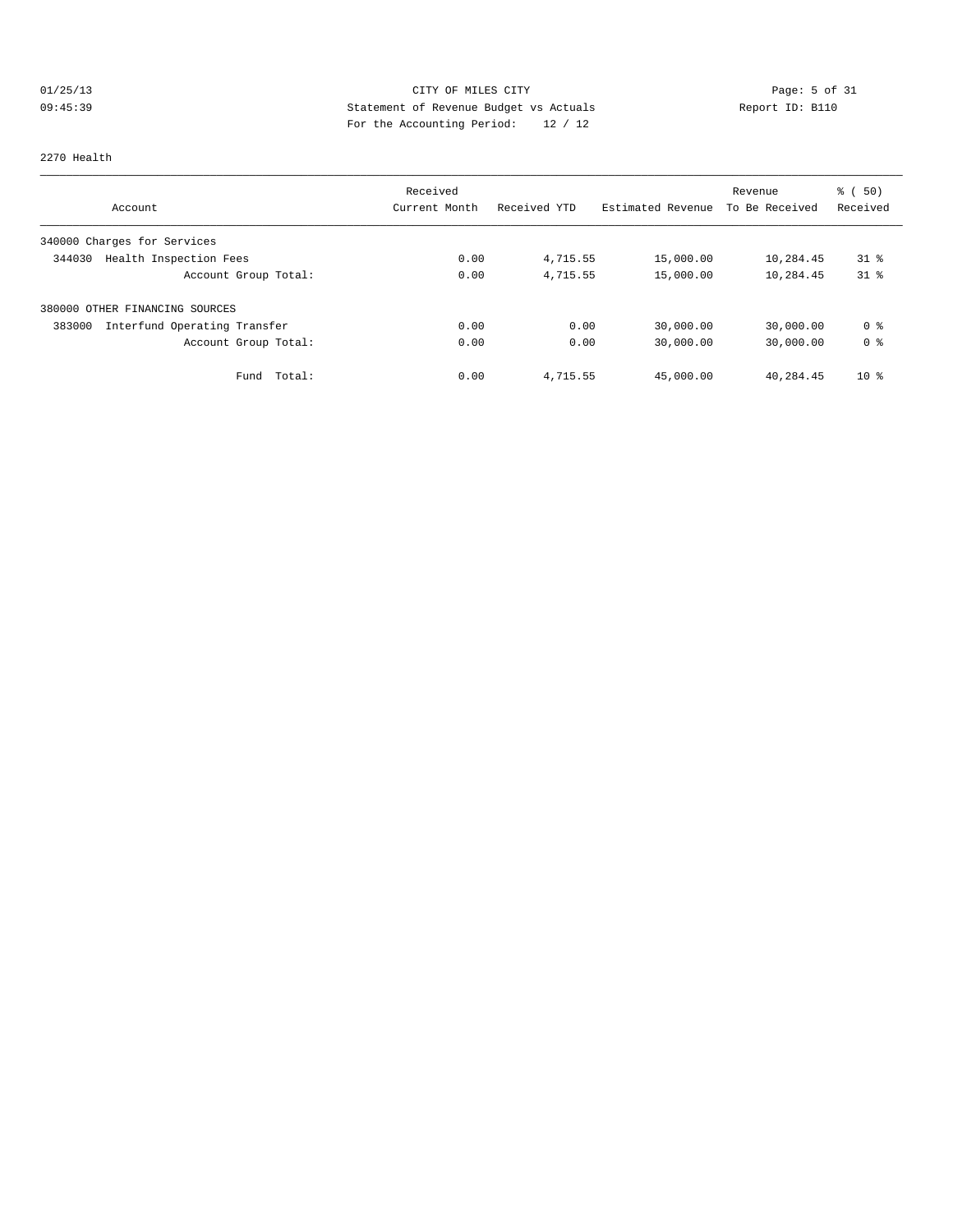CITY OF MILES CITY
Statement of Revenue Budget vs Actuals
For the Accounting Period: 12 / 12

01/25/13
09:45:39

Report ID: B110

2270 Health

| Account | Received Current Month | Received YTD | Estimated Revenue | Revenue To Be Received | % ( 50) Received |
|---|---|---|---|---|---|
| 340000 Charges for Services | | | | | |
| 344030 Health Inspection Fees | 0.00 | 4,715.55 | 15,000.00 | 10,284.45 | 31 % |
| Account Group Total: | 0.00 | 4,715.55 | 15,000.00 | 10,284.45 | 31 % |
| 380000 OTHER FINANCING SOURCES | | | | | |
| 383000 Interfund Operating Transfer | 0.00 | 0.00 | 30,000.00 | 30,000.00 | 0 % |
| Account Group Total: | 0.00 | 0.00 | 30,000.00 | 30,000.00 | 0 % |
| Fund Total: | 0.00 | 4,715.55 | 45,000.00 | 40,284.45 | 10 % |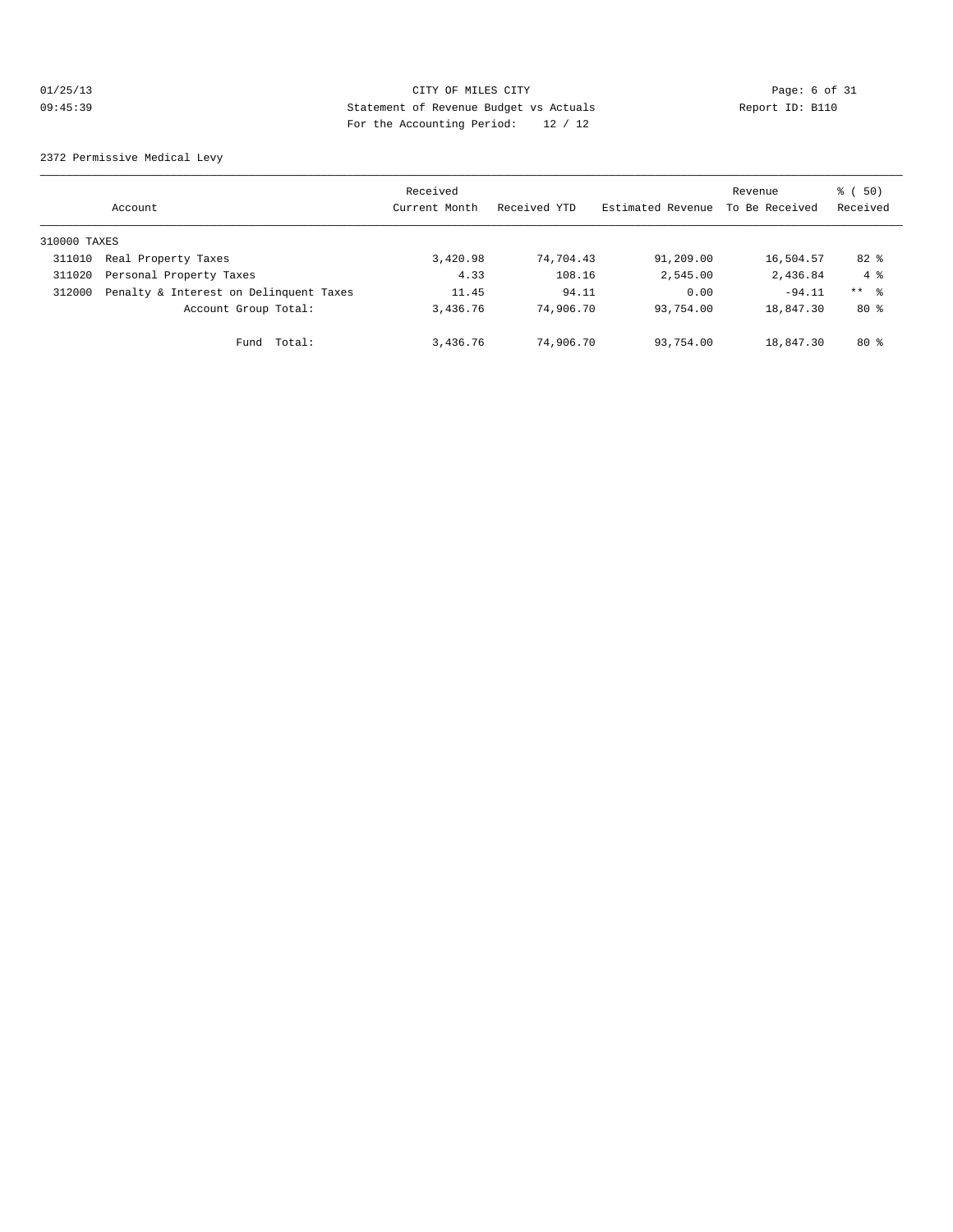CITY OF MILES CITY
Statement of Revenue Budget vs Actuals
For the Accounting Period: 12 / 12

01/25/13
09:45:39

Report ID: B110

2372 Permissive Medical Levy

| Account | | Received Current Month | Received YTD | Estimated Revenue | Revenue To Be Received | % ( 50) Received |
|---|---|---|---|---|---|---|
| 310000 TAXES | | | | | | |
| 311010 | Real Property Taxes | 3,420.98 | 74,704.43 | 91,209.00 | 16,504.57 | 82 % |
| 311020 | Personal Property Taxes | 4.33 | 108.16 | 2,545.00 | 2,436.84 | 4 % |
| 312000 | Penalty & Interest on Delinquent Taxes | 11.45 | 94.11 | 0.00 | -94.11 | ** % |
| | Account Group Total: | 3,436.76 | 74,906.70 | 93,754.00 | 18,847.30 | 80 % |
| | Fund Total: | 3,436.76 | 74,906.70 | 93,754.00 | 18,847.30 | 80 % |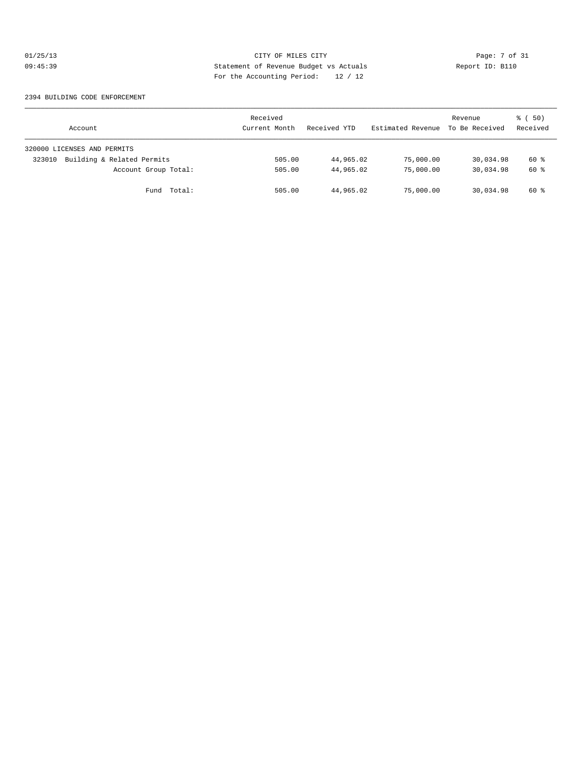CITY OF MILES CITY
Statement of Revenue Budget vs Actuals
For the Accounting Period: 12 / 12

01/25/13
09:45:39

Report ID: B110

2394 BUILDING CODE ENFORCEMENT

| Account | Received Current Month | Received YTD | Estimated Revenue | Revenue To Be Received | % ( 50) Received |
|---|---|---|---|---|---|
| 320000 LICENSES AND PERMITS | | | | | |
| 323010 Building & Related Permits | 505.00 | 44,965.02 | 75,000.00 | 30,034.98 | 60 % |
| Account Group Total: | 505.00 | 44,965.02 | 75,000.00 | 30,034.98 | 60 % |
| Fund Total: | 505.00 | 44,965.02 | 75,000.00 | 30,034.98 | 60 % |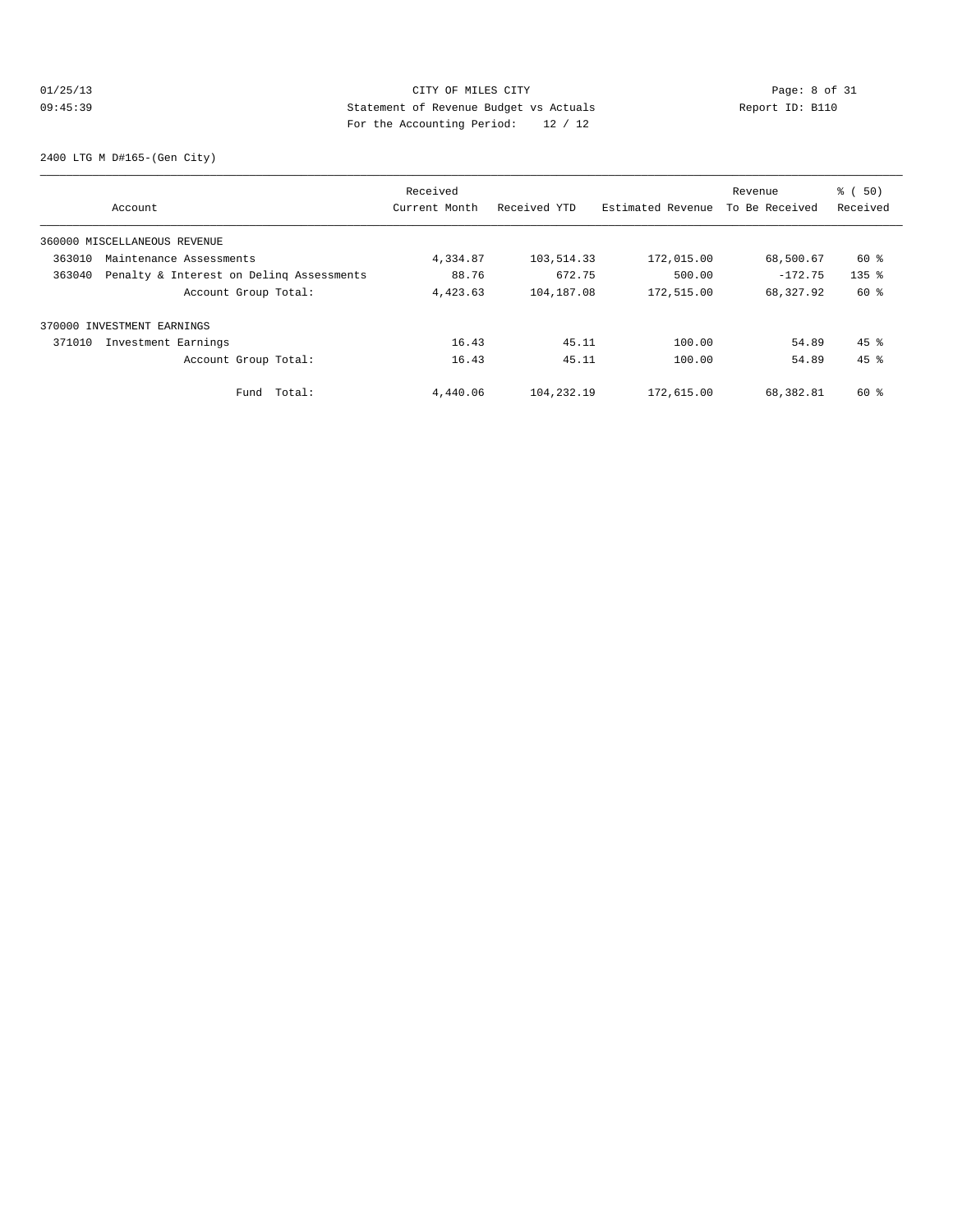CITY OF MILES CITY
Statement of Revenue Budget vs Actuals
For the Accounting Period: 12 / 12

01/25/13
09:45:39

Report ID: B110

2400 LTG M D#165-(Gen City)

| Account | Received Current Month | Received YTD | Estimated Revenue | Revenue To Be Received | % ( 50) Received |
|---|---|---|---|---|---|
| 360000 MISCELLANEOUS REVENUE | | | | | |
| 363010 Maintenance Assessments | 4,334.87 | 103,514.33 | 172,015.00 | 68,500.67 | 60 % |
| 363040 Penalty & Interest on Delinq Assessments | 88.76 | 672.75 | 500.00 | -172.75 | 135 % |
| Account Group Total: | 4,423.63 | 104,187.08 | 172,515.00 | 68,327.92 | 60 % |
| 370000 INVESTMENT EARNINGS | | | | | |
| 371010 Investment Earnings | 16.43 | 45.11 | 100.00 | 54.89 | 45 % |
| Account Group Total: | 16.43 | 45.11 | 100.00 | 54.89 | 45 % |
| Fund Total: | 4,440.06 | 104,232.19 | 172,615.00 | 68,382.81 | 60 % |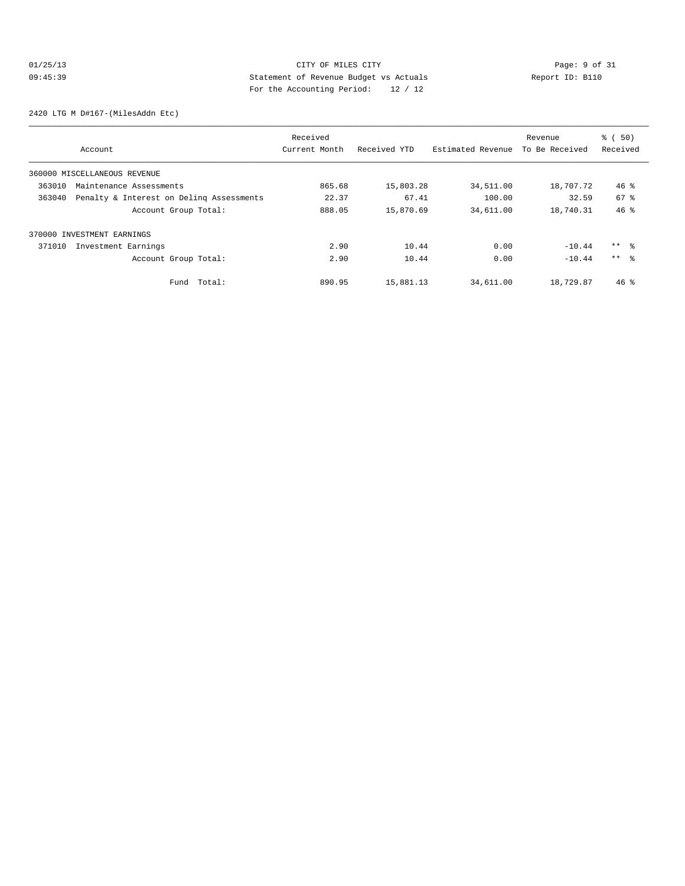CITY OF MILES CITY
Statement of Revenue Budget vs Actuals
For the Accounting Period: 12 / 12

01/25/13
09:45:39

Report ID: B110

2420 LTG M D#167-(MilesAddn Etc)

| Account | Received Current Month | Received YTD | Estimated Revenue | Revenue To Be Received | % ( 50) Received |
|---|---|---|---|---|---|
| 360000 MISCELLANEOUS REVENUE | | | | | |
| 363010 Maintenance Assessments | 865.68 | 15,803.28 | 34,511.00 | 18,707.72 | 46 % |
| 363040 Penalty & Interest on Delinq Assessments | 22.37 | 67.41 | 100.00 | 32.59 | 67 % |
| Account Group Total: | 888.05 | 15,870.69 | 34,611.00 | 18,740.31 | 46 % |
| 370000 INVESTMENT EARNINGS | | | | | |
| 371010 Investment Earnings | 2.90 | 10.44 | 0.00 | -10.44 | ** % |
| Account Group Total: | 2.90 | 10.44 | 0.00 | -10.44 | ** % |
| Fund Total: | 890.95 | 15,881.13 | 34,611.00 | 18,729.87 | 46 % |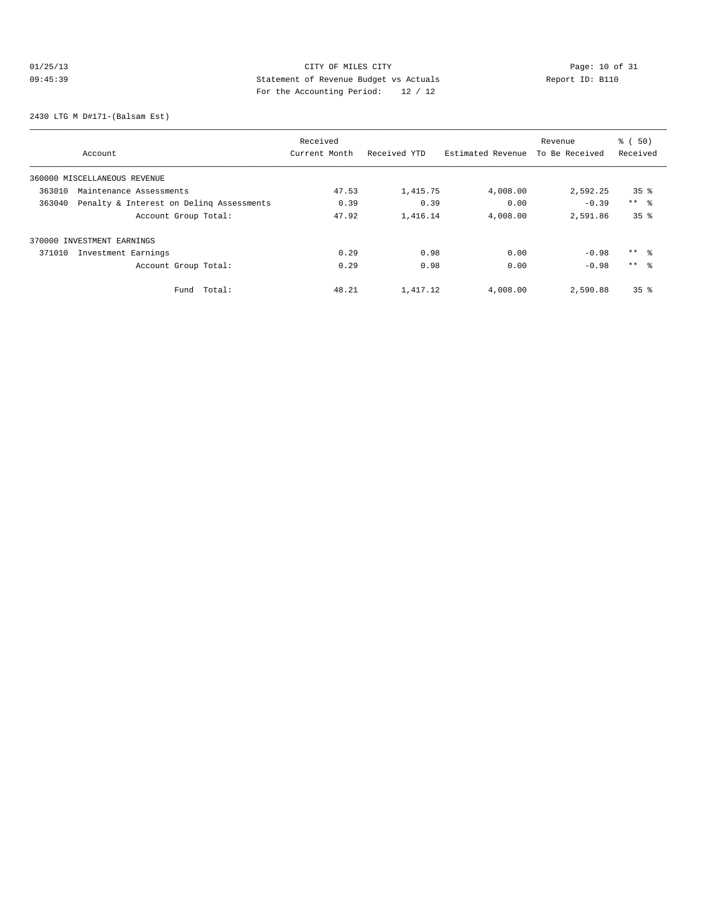CITY OF MILES CITY

Statement of Revenue Budget vs Actuals

For the Accounting Period: 12 / 12

01/25/13 09:45:39

Report ID: B110

2430 LTG M D#171-(Balsam Est)

| Account | Received Current Month | Received YTD | Estimated Revenue | Revenue To Be Received | % ( 50) Received |
|---|---|---|---|---|---|
| 360000 MISCELLANEOUS REVENUE | | | | | |
| 363010 Maintenance Assessments | 47.53 | 1,415.75 | 4,008.00 | 2,592.25 | 35 % |
| 363040 Penalty & Interest on Delinq Assessments | 0.39 | 0.39 | 0.00 | -0.39 | ** % |
| Account Group Total: | 47.92 | 1,416.14 | 4,008.00 | 2,591.86 | 35 % |
| 370000 INVESTMENT EARNINGS | | | | | |
| 371010 Investment Earnings | 0.29 | 0.98 | 0.00 | -0.98 | ** % |
| Account Group Total: | 0.29 | 0.98 | 0.00 | -0.98 | ** % |
| Fund Total: | 48.21 | 1,417.12 | 4,008.00 | 2,590.88 | 35 % |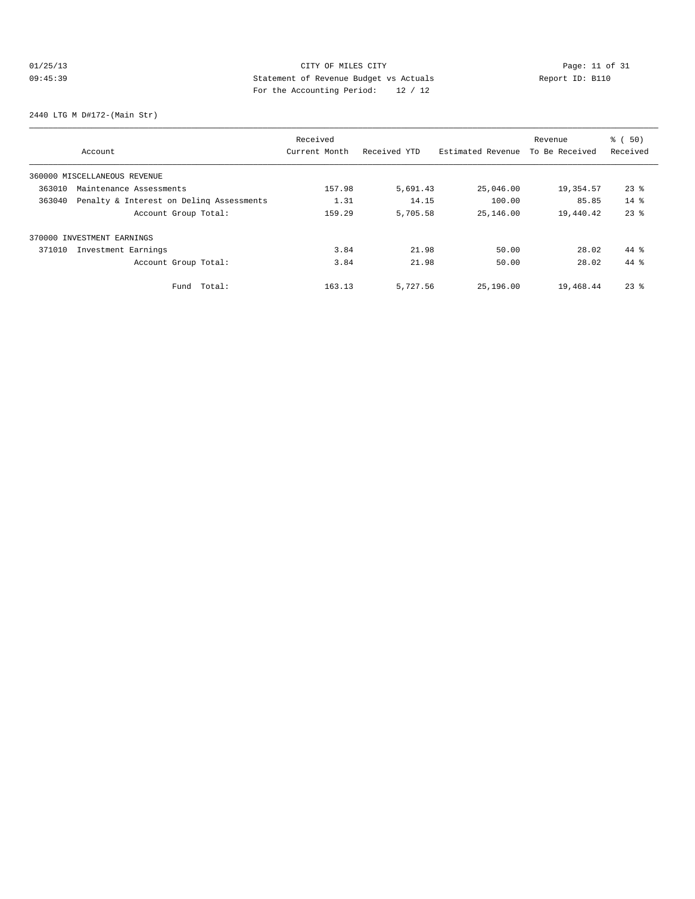CITY OF MILES CITY
Statement of Revenue Budget vs Actuals
For the Accounting Period: 12 / 12

01/25/13 09:45:39 Report ID: B110

2440 LTG M D#172-(Main Str)

| Account | Received Current Month | Received YTD | Estimated Revenue | Revenue To Be Received | % ( 50) Received |
|---|---|---|---|---|---|
| 360000 MISCELLANEOUS REVENUE | | | | | |
| 363010 Maintenance Assessments | 157.98 | 5,691.43 | 25,046.00 | 19,354.57 | 23 % |
| 363040 Penalty & Interest on Delinq Assessments | 1.31 | 14.15 | 100.00 | 85.85 | 14 % |
| Account Group Total: | 159.29 | 5,705.58 | 25,146.00 | 19,440.42 | 23 % |
| 370000 INVESTMENT EARNINGS | | | | | |
| 371010 Investment Earnings | 3.84 | 21.98 | 50.00 | 28.02 | 44 % |
| Account Group Total: | 3.84 | 21.98 | 50.00 | 28.02 | 44 % |
| Fund Total: | 163.13 | 5,727.56 | 25,196.00 | 19,468.44 | 23 % |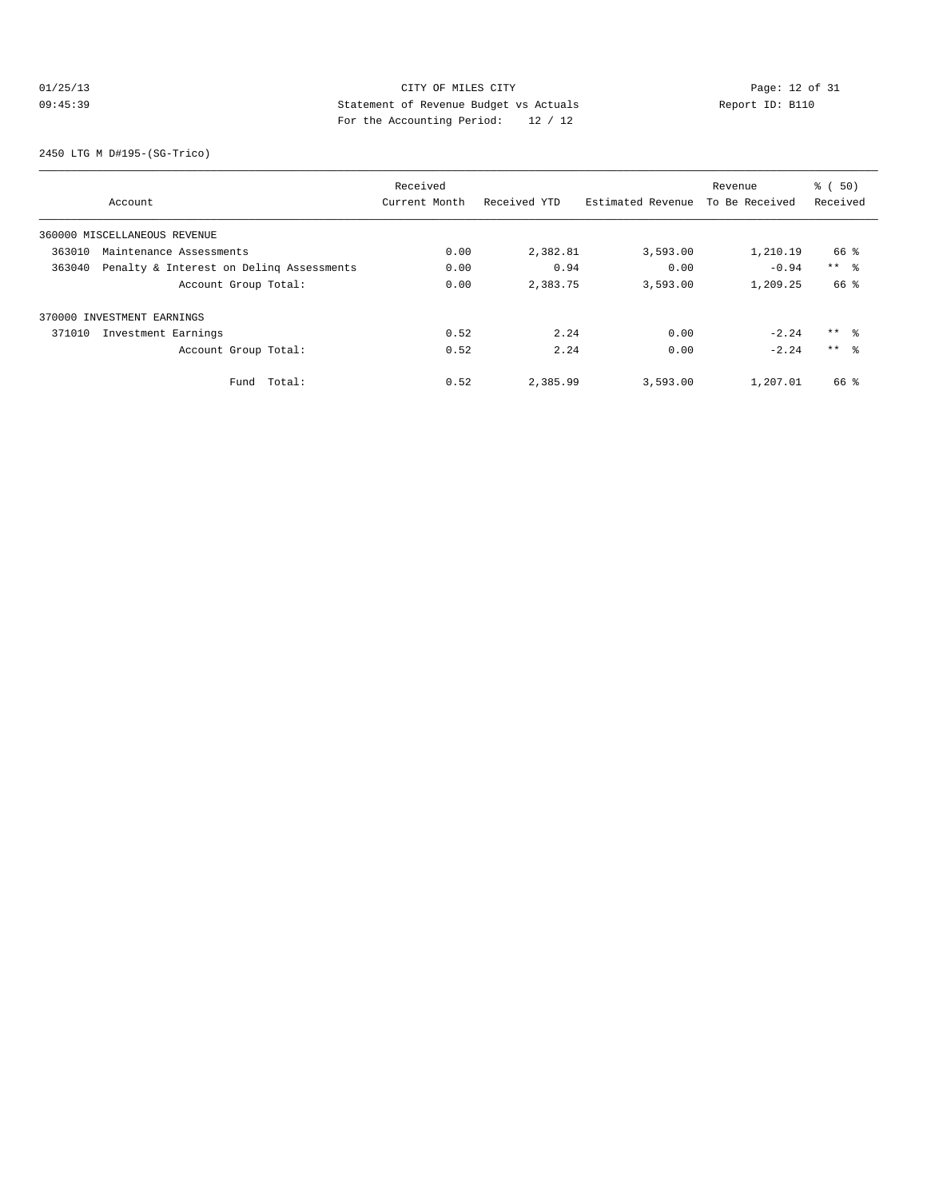CITY OF MILES CITY
Statement of Revenue Budget vs Actuals
For the Accounting Period: 12 / 12

01/25/13 09:45:39 — Report ID: B110

2450 LTG M D#195-(SG-Trico)

| Account | Received Current Month | Received YTD | Estimated Revenue | Revenue To Be Received | % ( 50) Received |
|---|---|---|---|---|---|
| 360000 MISCELLANEOUS REVENUE | | | | | |
| 363010 Maintenance Assessments | 0.00 | 2,382.81 | 3,593.00 | 1,210.19 | 66 % |
| 363040 Penalty & Interest on Delinq Assessments | 0.00 | 0.94 | 0.00 | -0.94 | ** % |
| Account Group Total: | 0.00 | 2,383.75 | 3,593.00 | 1,209.25 | 66 % |
| 370000 INVESTMENT EARNINGS | | | | | |
| 371010 Investment Earnings | 0.52 | 2.24 | 0.00 | -2.24 | ** % |
| Account Group Total: | 0.52 | 2.24 | 0.00 | -2.24 | ** % |
| Fund Total: | 0.52 | 2,385.99 | 3,593.00 | 1,207.01 | 66 % |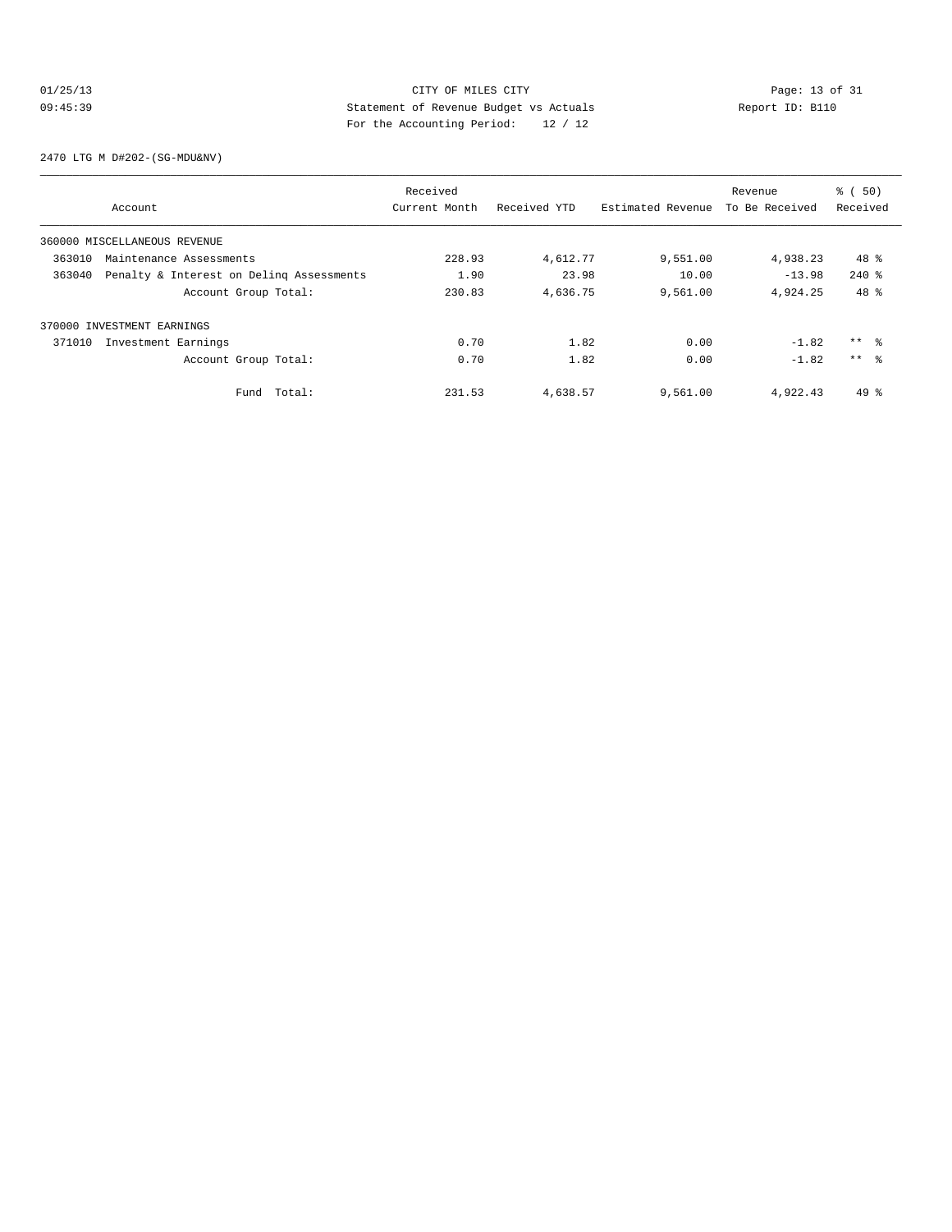CITY OF MILES CITY

Statement of Revenue Budget vs Actuals

For the Accounting Period: 12 / 12

01/25/13 09:45:39 — Report ID: B110

2470 LTG M D#202-(SG-MDU&NV)

| Account | Received Current Month | Received YTD | Estimated Revenue | Revenue To Be Received | % ( 50) Received |
|---|---|---|---|---|---|
| 360000 MISCELLANEOUS REVENUE | | | | | |
| 363010 Maintenance Assessments | 228.93 | 4,612.77 | 9,551.00 | 4,938.23 | 48 % |
| 363040 Penalty & Interest on Delinq Assessments | 1.90 | 23.98 | 10.00 | -13.98 | 240 % |
| Account Group Total: | 230.83 | 4,636.75 | 9,561.00 | 4,924.25 | 48 % |
| 370000 INVESTMENT EARNINGS | | | | | |
| 371010 Investment Earnings | 0.70 | 1.82 | 0.00 | -1.82 | ** % |
| Account Group Total: | 0.70 | 1.82 | 0.00 | -1.82 | ** % |
| Fund Total: | 231.53 | 4,638.57 | 9,561.00 | 4,922.43 | 49 % |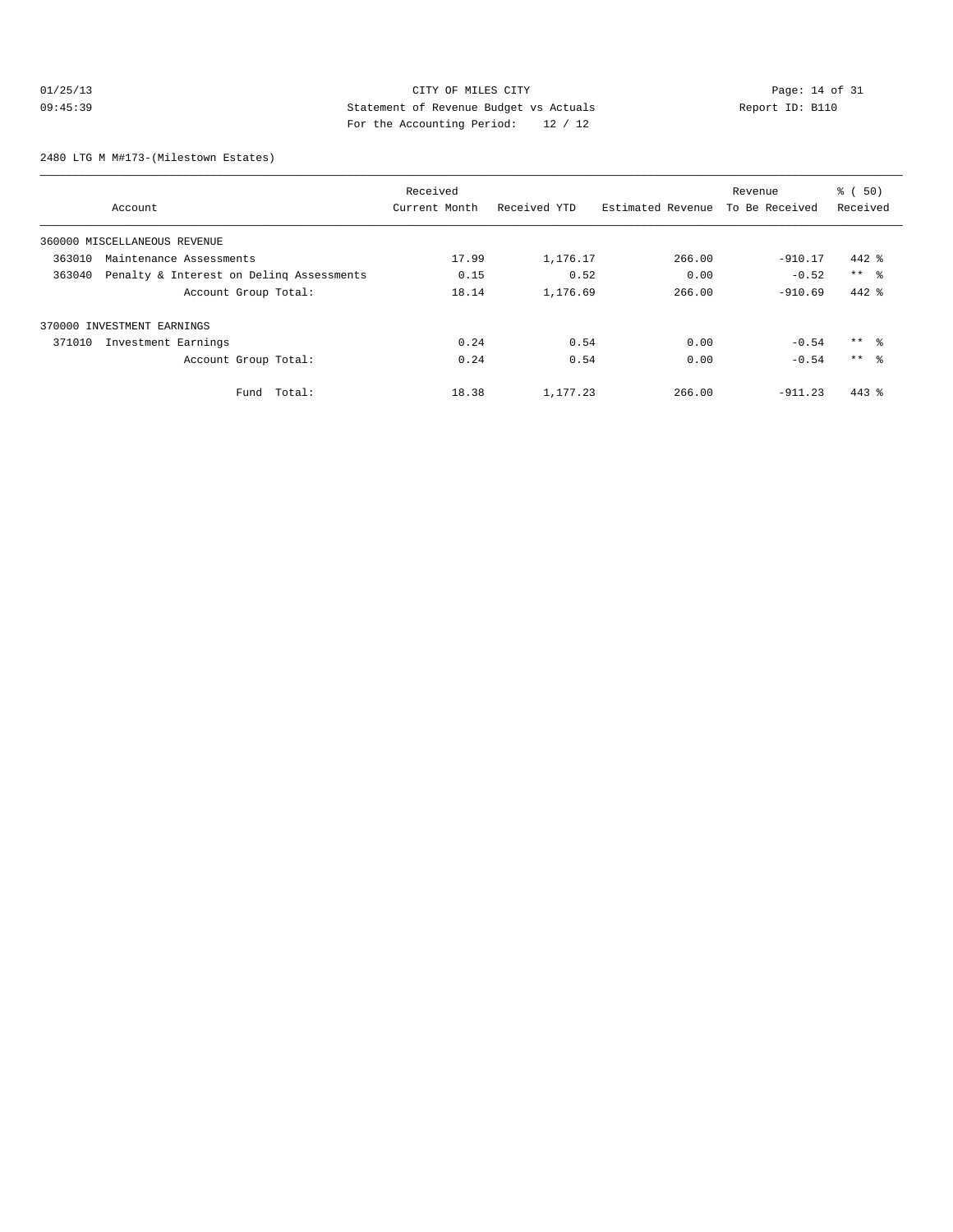CITY OF MILES CITY
Statement of Revenue Budget vs Actuals
For the Accounting Period: 12 / 12

01/25/13
09:45:39

Report ID: B110

2480 LTG M M#173-(Milestown Estates)

| Account | Received Current Month | Received YTD | Estimated Revenue | Revenue To Be Received | % ( 50) Received |
|---|---|---|---|---|---|
| 360000 MISCELLANEOUS REVENUE | | | | | |
| 363010 Maintenance Assessments | 17.99 | 1,176.17 | 266.00 | -910.17 | 442 % |
| 363040 Penalty & Interest on Delinq Assessments | 0.15 | 0.52 | 0.00 | -0.52 | ** % |
| Account Group Total: | 18.14 | 1,176.69 | 266.00 | -910.69 | 442 % |
| 370000 INVESTMENT EARNINGS | | | | | |
| 371010 Investment Earnings | 0.24 | 0.54 | 0.00 | -0.54 | ** % |
| Account Group Total: | 0.24 | 0.54 | 0.00 | -0.54 | ** % |
| Fund Total: | 18.38 | 1,177.23 | 266.00 | -911.23 | 443 % |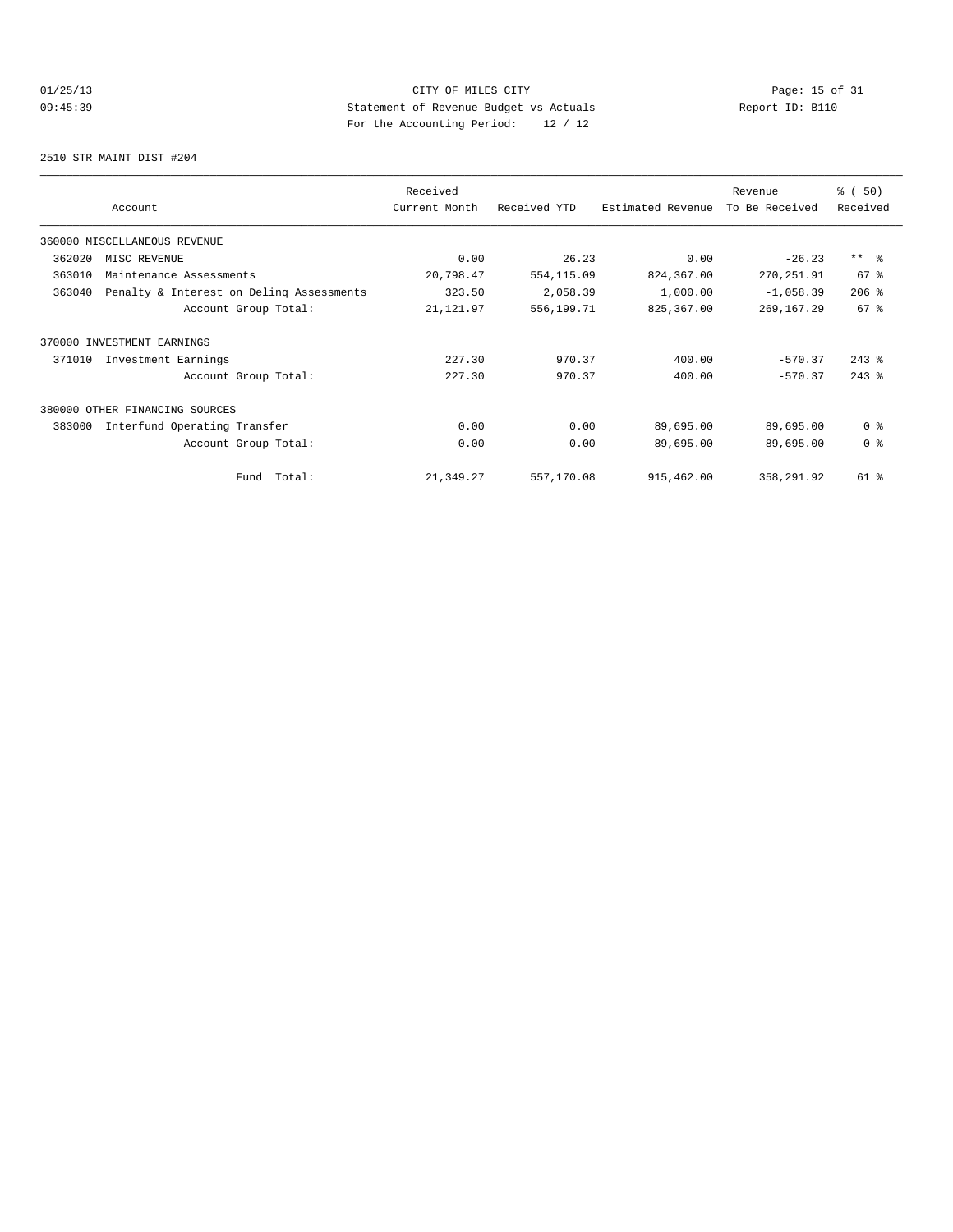CITY OF MILES CITY
Statement of Revenue Budget vs Actuals
For the Accounting Period: 12 / 12

01/25/13
09:45:39

Report ID: B110

2510 STR MAINT DIST #204

| Account | Received Current Month | Received YTD | Estimated Revenue | Revenue To Be Received | % ( 50) Received |
|---|---|---|---|---|---|
| 360000 MISCELLANEOUS REVENUE | | | | | |
| 362020 MISC REVENUE | 0.00 | 26.23 | 0.00 | -26.23 | ** % |
| 363010 Maintenance Assessments | 20,798.47 | 554,115.09 | 824,367.00 | 270,251.91 | 67 % |
| 363040 Penalty & Interest on Delinq Assessments | 323.50 | 2,058.39 | 1,000.00 | -1,058.39 | 206 % |
| Account Group Total: | 21,121.97 | 556,199.71 | 825,367.00 | 269,167.29 | 67 % |
| 370000 INVESTMENT EARNINGS | | | | | |
| 371010 Investment Earnings | 227.30 | 970.37 | 400.00 | -570.37 | 243 % |
| Account Group Total: | 227.30 | 970.37 | 400.00 | -570.37 | 243 % |
| 380000 OTHER FINANCING SOURCES | | | | | |
| 383000 Interfund Operating Transfer | 0.00 | 0.00 | 89,695.00 | 89,695.00 | 0 % |
| Account Group Total: | 0.00 | 0.00 | 89,695.00 | 89,695.00 | 0 % |
| Fund Total: | 21,349.27 | 557,170.08 | 915,462.00 | 358,291.92 | 61 % |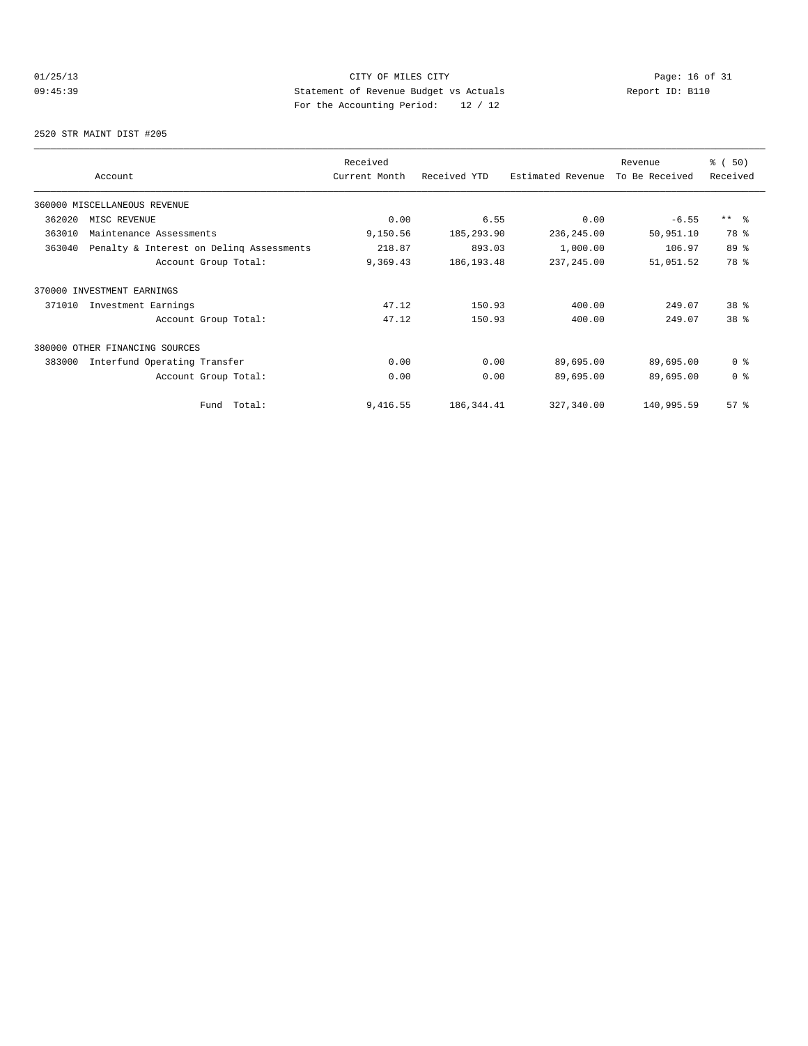CITY OF MILES CITY
Statement of Revenue Budget vs Actuals
For the Accounting Period: 12 / 12

01/25/13
09:45:39

Report ID: B110

2520 STR MAINT DIST #205

| Account | Received Current Month | Received YTD | Estimated Revenue | Revenue To Be Received | % ( 50) Received |
|---|---|---|---|---|---|
| 360000 MISCELLANEOUS REVENUE | | | | | |
| 362020 MISC REVENUE | 0.00 | 6.55 | 0.00 | -6.55 | ** % |
| 363010 Maintenance Assessments | 9,150.56 | 185,293.90 | 236,245.00 | 50,951.10 | 78 % |
| 363040 Penalty & Interest on Delinq Assessments | 218.87 | 893.03 | 1,000.00 | 106.97 | 89 % |
| Account Group Total: | 9,369.43 | 186,193.48 | 237,245.00 | 51,051.52 | 78 % |
| 370000 INVESTMENT EARNINGS | | | | | |
| 371010 Investment Earnings | 47.12 | 150.93 | 400.00 | 249.07 | 38 % |
| Account Group Total: | 47.12 | 150.93 | 400.00 | 249.07 | 38 % |
| 380000 OTHER FINANCING SOURCES | | | | | |
| 383000 Interfund Operating Transfer | 0.00 | 0.00 | 89,695.00 | 89,695.00 | 0 % |
| Account Group Total: | 0.00 | 0.00 | 89,695.00 | 89,695.00 | 0 % |
| Fund Total: | 9,416.55 | 186,344.41 | 327,340.00 | 140,995.59 | 57 % |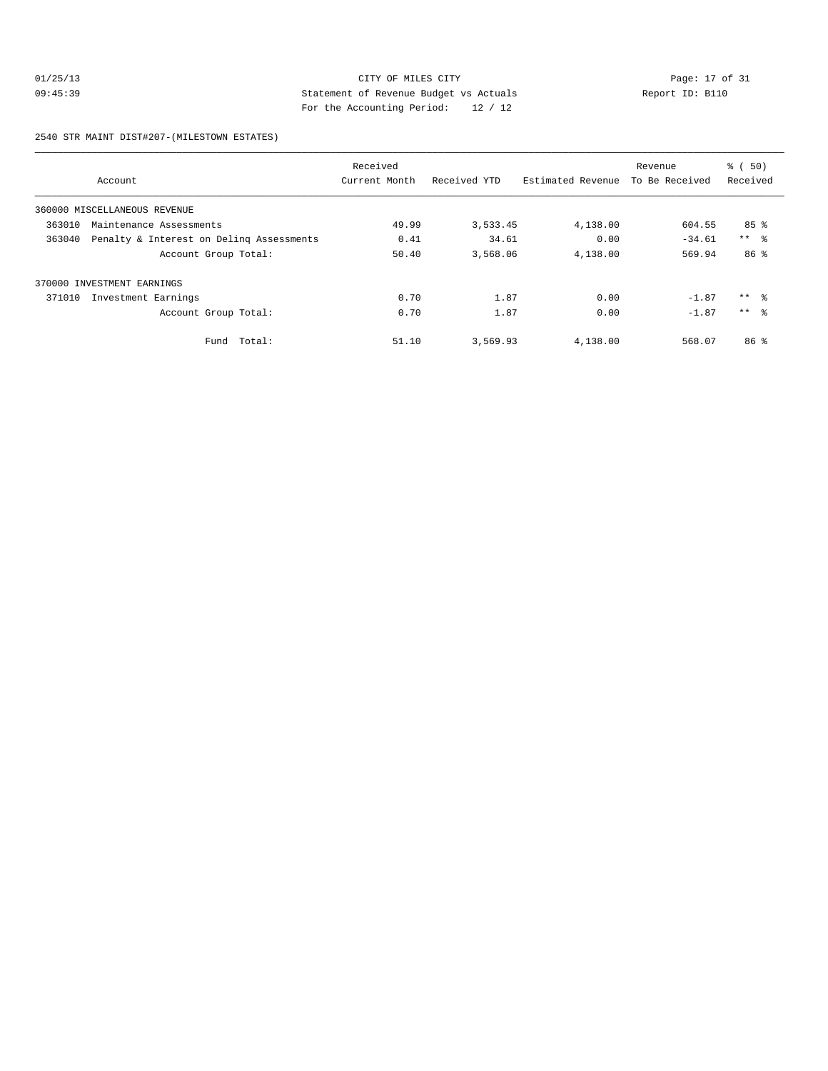CITY OF MILES CITY
Statement of Revenue Budget vs Actuals
For the Accounting Period: 12 / 12

01/25/13
09:45:39

Report ID: B110

2540 STR MAINT DIST#207-(MILESTOWN ESTATES)

| Account | Received Current Month | Received YTD | Estimated Revenue | Revenue To Be Received | % ( 50) Received |
|---|---|---|---|---|---|
| 360000 MISCELLANEOUS REVENUE | | | | | |
| 363010 Maintenance Assessments | 49.99 | 3,533.45 | 4,138.00 | 604.55 | 85 % |
| 363040 Penalty & Interest on Delinq Assessments | 0.41 | 34.61 | 0.00 | -34.61 | ** % |
| Account Group Total: | 50.40 | 3,568.06 | 4,138.00 | 569.94 | 86 % |
| 370000 INVESTMENT EARNINGS | | | | | |
| 371010 Investment Earnings | 0.70 | 1.87 | 0.00 | -1.87 | ** % |
| Account Group Total: | 0.70 | 1.87 | 0.00 | -1.87 | ** % |
| Fund Total: | 51.10 | 3,569.93 | 4,138.00 | 568.07 | 86 % |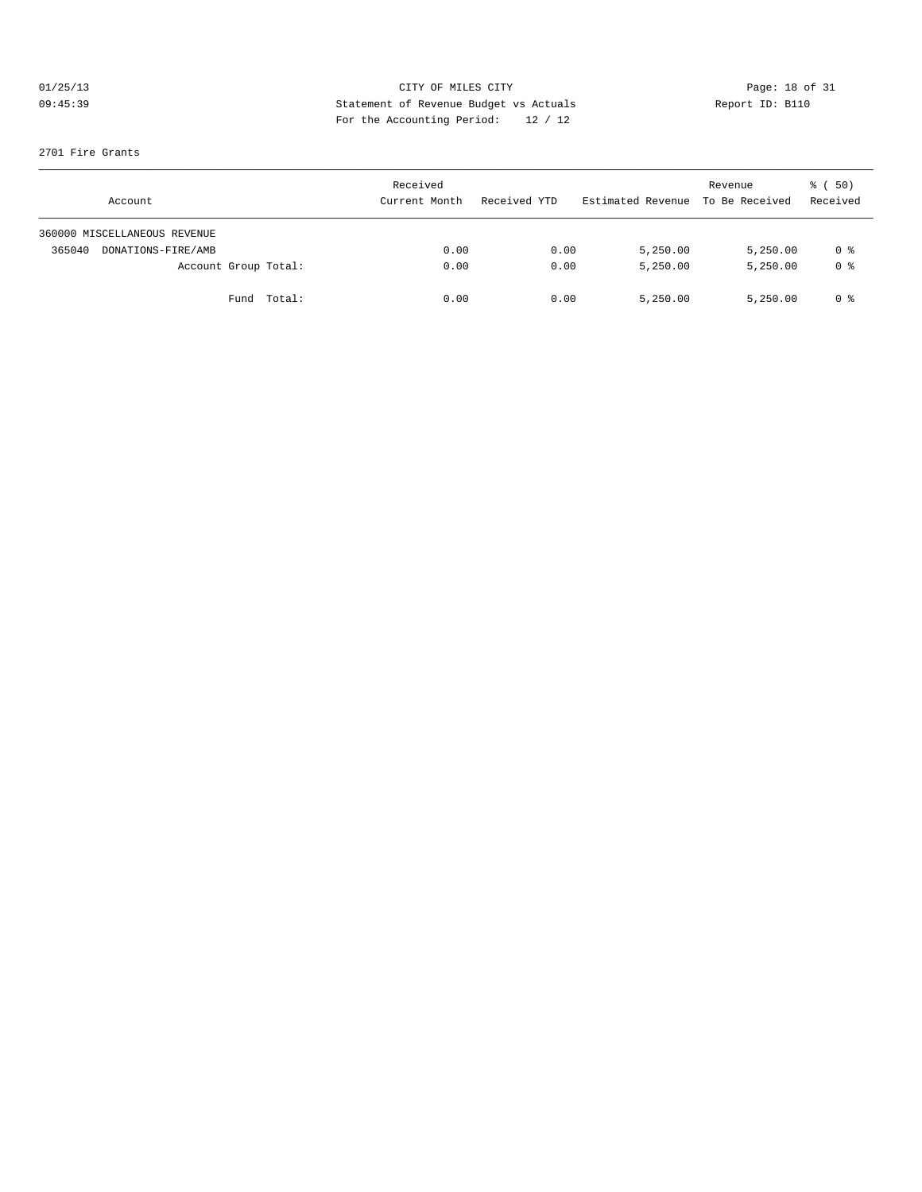CITY OF MILES CITY
Statement of Revenue Budget vs Actuals
For the Accounting Period: 12 / 12

01/25/13
09:45:39

Report ID: B110

2701 Fire Grants

| Account | Received Current Month | Received YTD | Estimated Revenue | Revenue To Be Received | % ( 50) Received |
|---|---|---|---|---|---|
| 360000 MISCELLANEOUS REVENUE | | | | | |
| 365040 DONATIONS-FIRE/AMB | 0.00 | 0.00 | 5,250.00 | 5,250.00 | 0 % |
| Account Group Total: | 0.00 | 0.00 | 5,250.00 | 5,250.00 | 0 % |
| Fund Total: | 0.00 | 0.00 | 5,250.00 | 5,250.00 | 0 % |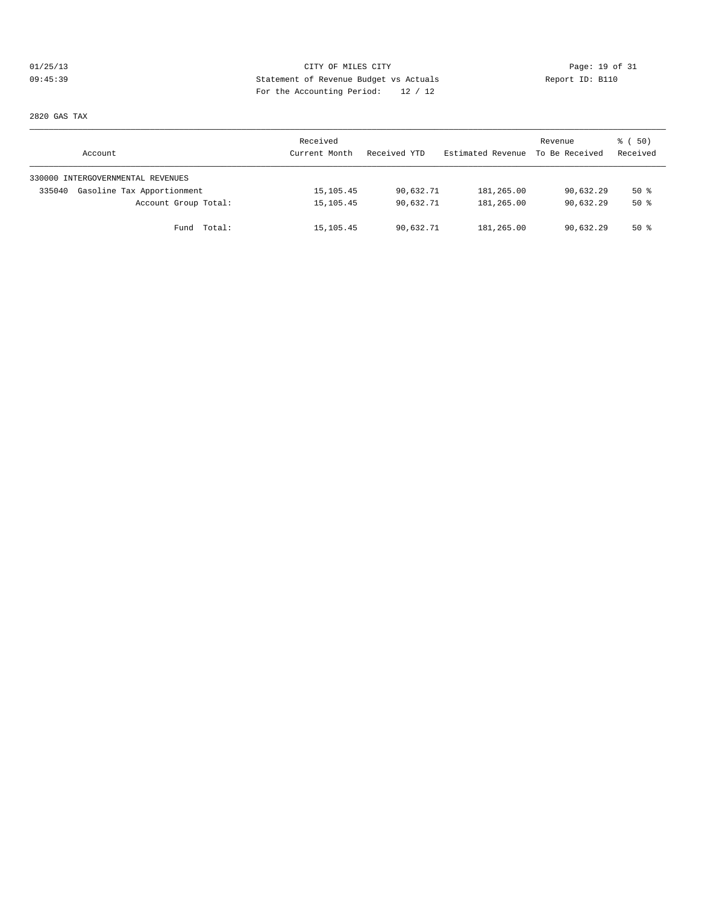01/25/13 CITY OF MILES CITY
09:45:39 Statement of Revenue Budget vs Actuals Report ID: B110
For the Accounting Period: 12 / 12

2820 GAS TAX

| Account | Received Current Month | Received YTD | Estimated Revenue | Revenue To Be Received | % ( 50) Received |
|---|---|---|---|---|---|
| 330000 INTERGOVERNMENTAL REVENUES | | | | | |
| 335040 Gasoline Tax Apportionment | 15,105.45 | 90,632.71 | 181,265.00 | 90,632.29 | 50 % |
| Account Group Total: | 15,105.45 | 90,632.71 | 181,265.00 | 90,632.29 | 50 % |
| Fund Total: | 15,105.45 | 90,632.71 | 181,265.00 | 90,632.29 | 50 % |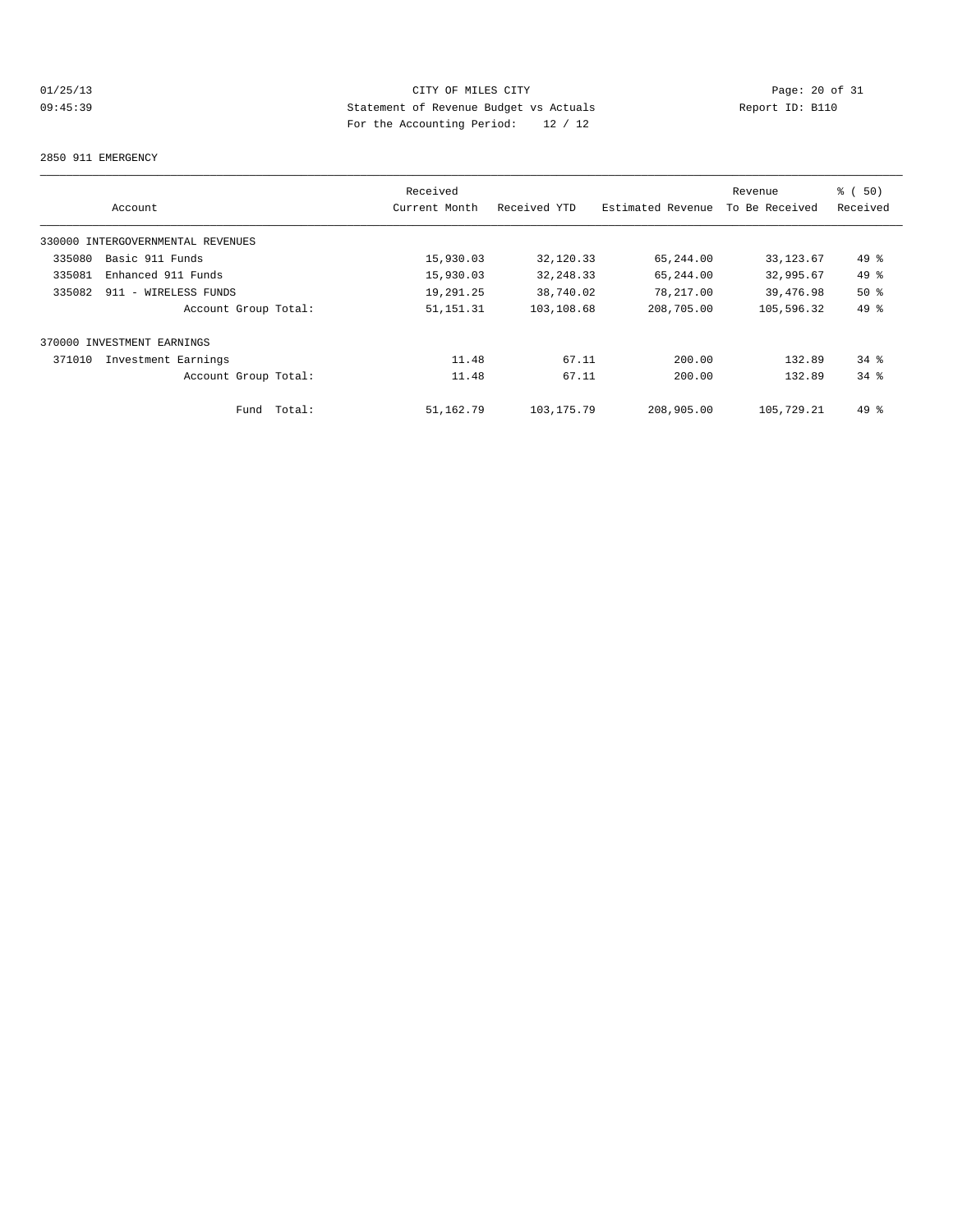CITY OF MILES CITY
Statement of Revenue Budget vs Actuals
For the Accounting Period: 12 / 12

01/25/13
09:45:39

Report ID: B110

2850 911 EMERGENCY

| Account | Received Current Month | Received YTD | Estimated Revenue | Revenue To Be Received | % ( 50) Received |
|---|---|---|---|---|---|
| 330000 INTERGOVERNMENTAL REVENUES | | | | | |
| 335080 Basic 911 Funds | 15,930.03 | 32,120.33 | 65,244.00 | 33,123.67 | 49 % |
| 335081 Enhanced 911 Funds | 15,930.03 | 32,248.33 | 65,244.00 | 32,995.67 | 49 % |
| 335082 911 - WIRELESS FUNDS | 19,291.25 | 38,740.02 | 78,217.00 | 39,476.98 | 50 % |
| Account Group Total: | 51,151.31 | 103,108.68 | 208,705.00 | 105,596.32 | 49 % |
| 370000 INVESTMENT EARNINGS | | | | | |
| 371010 Investment Earnings | 11.48 | 67.11 | 200.00 | 132.89 | 34 % |
| Account Group Total: | 11.48 | 67.11 | 200.00 | 132.89 | 34 % |
| Fund Total: | 51,162.79 | 103,175.79 | 208,905.00 | 105,729.21 | 49 % |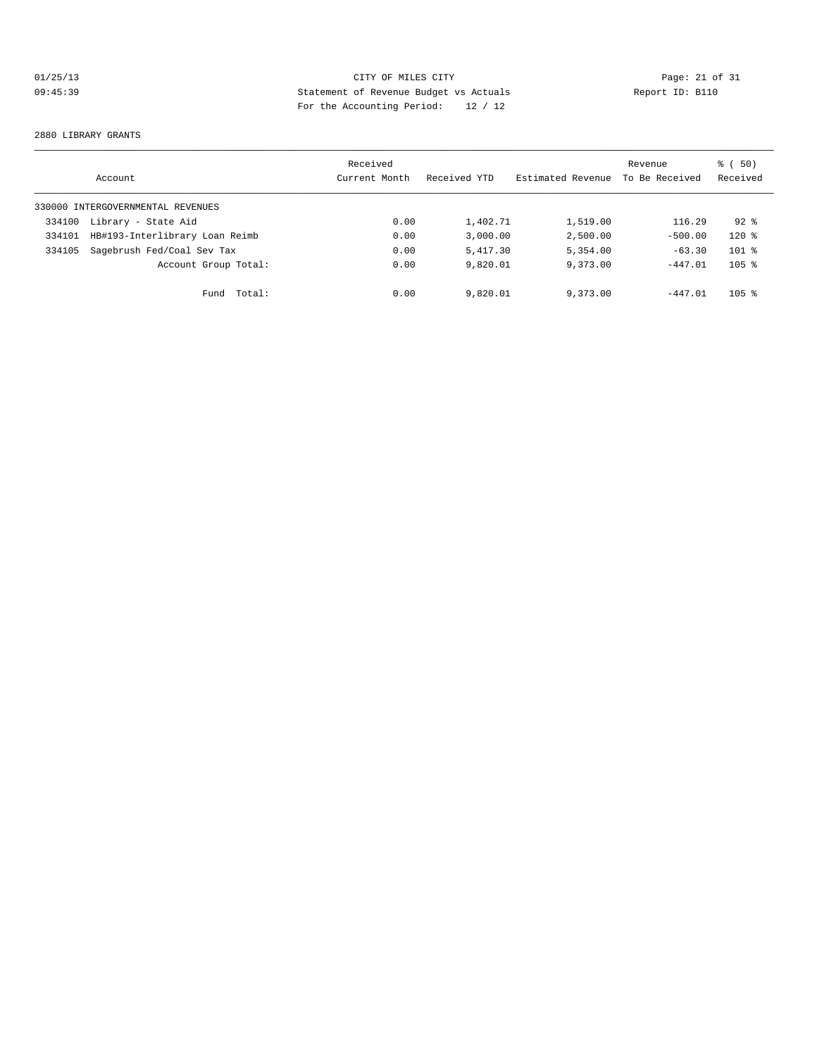CITY OF MILES CITY
Statement of Revenue Budget vs Actuals
For the Accounting Period: 12 / 12

01/25/13
09:45:39

Report ID: B110

2880 LIBRARY GRANTS

| Account | | Received Current Month | Received YTD | Estimated Revenue | Revenue To Be Received | % ( 50) Received |
|---|---|---|---|---|---|---|
| 330000 INTERGOVERNMENTAL REVENUES | | | | | | |
| 334100 | Library - State Aid | 0.00 | 1,402.71 | 1,519.00 | 116.29 | 92 % |
| 334101 | HB#193-Interlibrary Loan Reimb | 0.00 | 3,000.00 | 2,500.00 | -500.00 | 120 % |
| 334105 | Sagebrush Fed/Coal Sev Tax | 0.00 | 5,417.30 | 5,354.00 | -63.30 | 101 % |
| | Account Group Total: | 0.00 | 9,820.01 | 9,373.00 | -447.01 | 105 % |
| | Fund Total: | 0.00 | 9,820.01 | 9,373.00 | -447.01 | 105 % |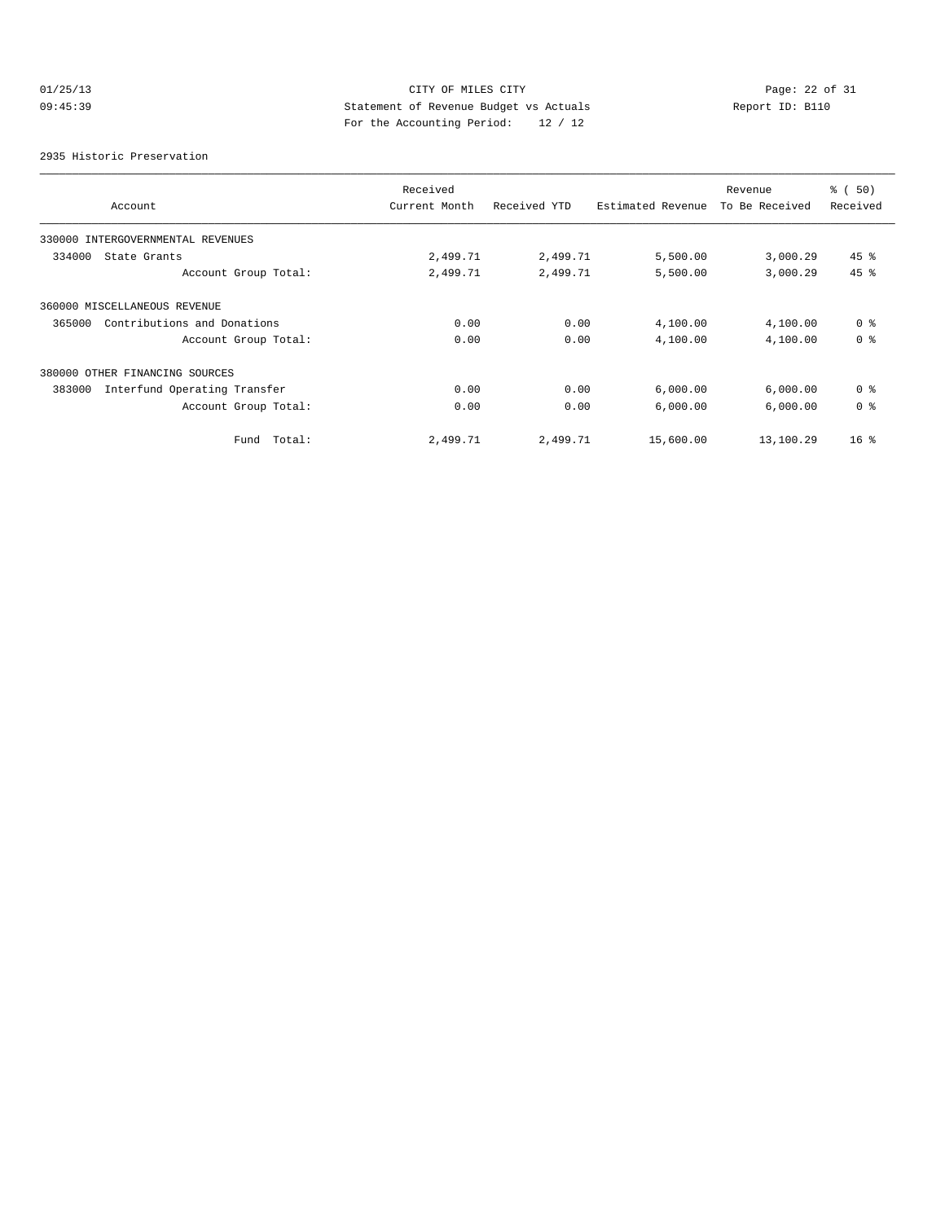CITY OF MILES CITY
Statement of Revenue Budget vs Actuals
For the Accounting Period: 12 / 12

01/25/13
09:45:39

Report ID: B110

2935 Historic Preservation

| Account | Received Current Month | Received YTD | Estimated Revenue | Revenue To Be Received | % ( 50) Received |
|---|---|---|---|---|---|
| 330000 INTERGOVERNMENTAL REVENUES | | | | | |
| 334000 State Grants | 2,499.71 | 2,499.71 | 5,500.00 | 3,000.29 | 45 % |
| Account Group Total: | 2,499.71 | 2,499.71 | 5,500.00 | 3,000.29 | 45 % |
| 360000 MISCELLANEOUS REVENUE | | | | | |
| 365000 Contributions and Donations | 0.00 | 0.00 | 4,100.00 | 4,100.00 | 0 % |
| Account Group Total: | 0.00 | 0.00 | 4,100.00 | 4,100.00 | 0 % |
| 380000 OTHER FINANCING SOURCES | | | | | |
| 383000 Interfund Operating Transfer | 0.00 | 0.00 | 6,000.00 | 6,000.00 | 0 % |
| Account Group Total: | 0.00 | 0.00 | 6,000.00 | 6,000.00 | 0 % |
| Fund Total: | 2,499.71 | 2,499.71 | 15,600.00 | 13,100.29 | 16 % |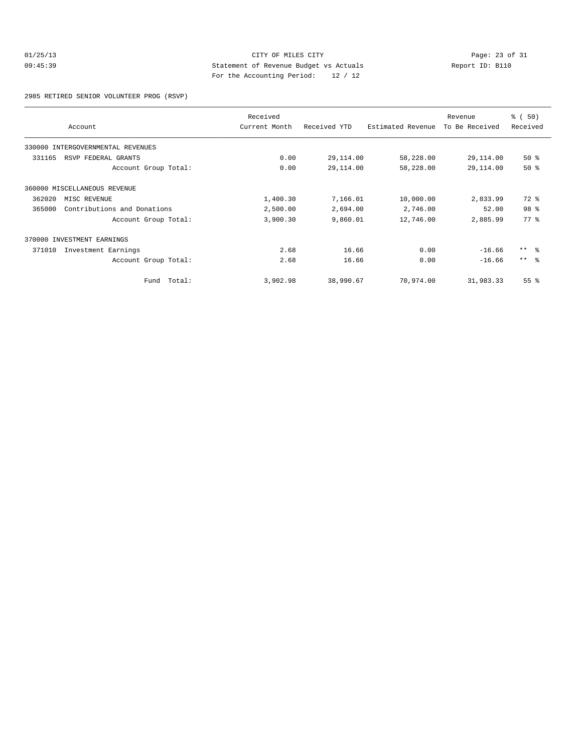CITY OF MILES CITY
Statement of Revenue Budget vs Actuals
For the Accounting Period: 12 / 12

01/25/13
09:45:39

Report ID: B110

2985 RETIRED SENIOR VOLUNTEER PROG (RSVP)

| Account | Received Current Month | Received YTD | Estimated Revenue | Revenue To Be Received | % ( 50) Received |
|---|---|---|---|---|---|
| 330000 INTERGOVERNMENTAL REVENUES | | | | | |
| 331165 RSVP FEDERAL GRANTS | 0.00 | 29,114.00 | 58,228.00 | 29,114.00 | 50 % |
| Account Group Total: | 0.00 | 29,114.00 | 58,228.00 | 29,114.00 | 50 % |
| 360000 MISCELLANEOUS REVENUE | | | | | |
| 362020 MISC REVENUE | 1,400.30 | 7,166.01 | 10,000.00 | 2,833.99 | 72 % |
| 365000 Contributions and Donations | 2,500.00 | 2,694.00 | 2,746.00 | 52.00 | 98 % |
| Account Group Total: | 3,900.30 | 9,860.01 | 12,746.00 | 2,885.99 | 77 % |
| 370000 INVESTMENT EARNINGS | | | | | |
| 371010 Investment Earnings | 2.68 | 16.66 | 0.00 | -16.66 | ** % |
| Account Group Total: | 2.68 | 16.66 | 0.00 | -16.66 | ** % |
| Fund Total: | 3,902.98 | 38,990.67 | 70,974.00 | 31,983.33 | 55 % |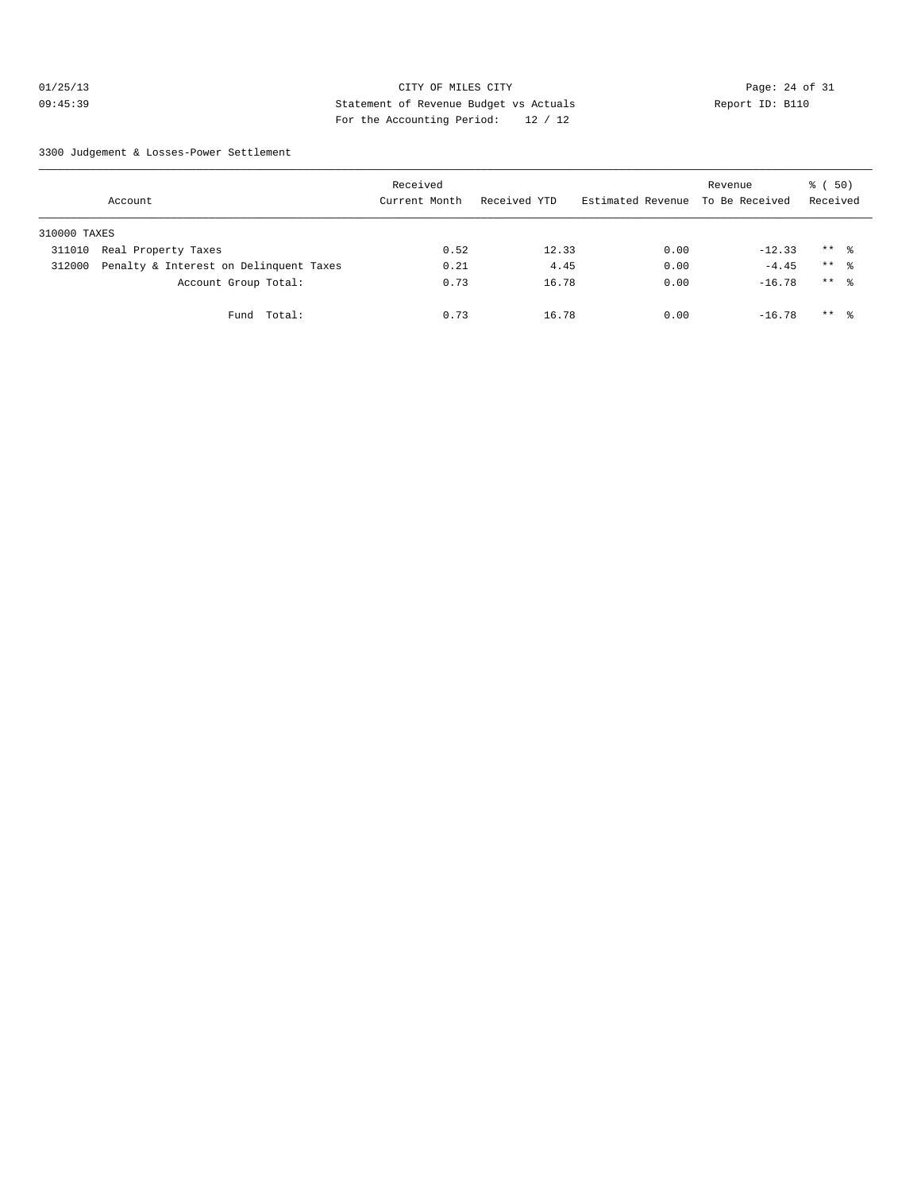CITY OF MILES CITY
Statement of Revenue Budget vs Actuals
For the Accounting Period: 12 / 12

01/25/13
09:45:39

Report ID: B110

3300 Judgement & Losses-Power Settlement

| Account | Received Current Month | Received YTD | Estimated Revenue | Revenue To Be Received | % ( 50) Received |
|---|---|---|---|---|---|
| 310000 TAXES | | | | | |
| 311010 Real Property Taxes | 0.52 | 12.33 | 0.00 | -12.33 | ** % |
| 312000 Penalty & Interest on Delinquent Taxes | 0.21 | 4.45 | 0.00 | -4.45 | ** % |
| Account Group Total: | 0.73 | 16.78 | 0.00 | -16.78 | ** % |
| Fund Total: | 0.73 | 16.78 | 0.00 | -16.78 | ** % |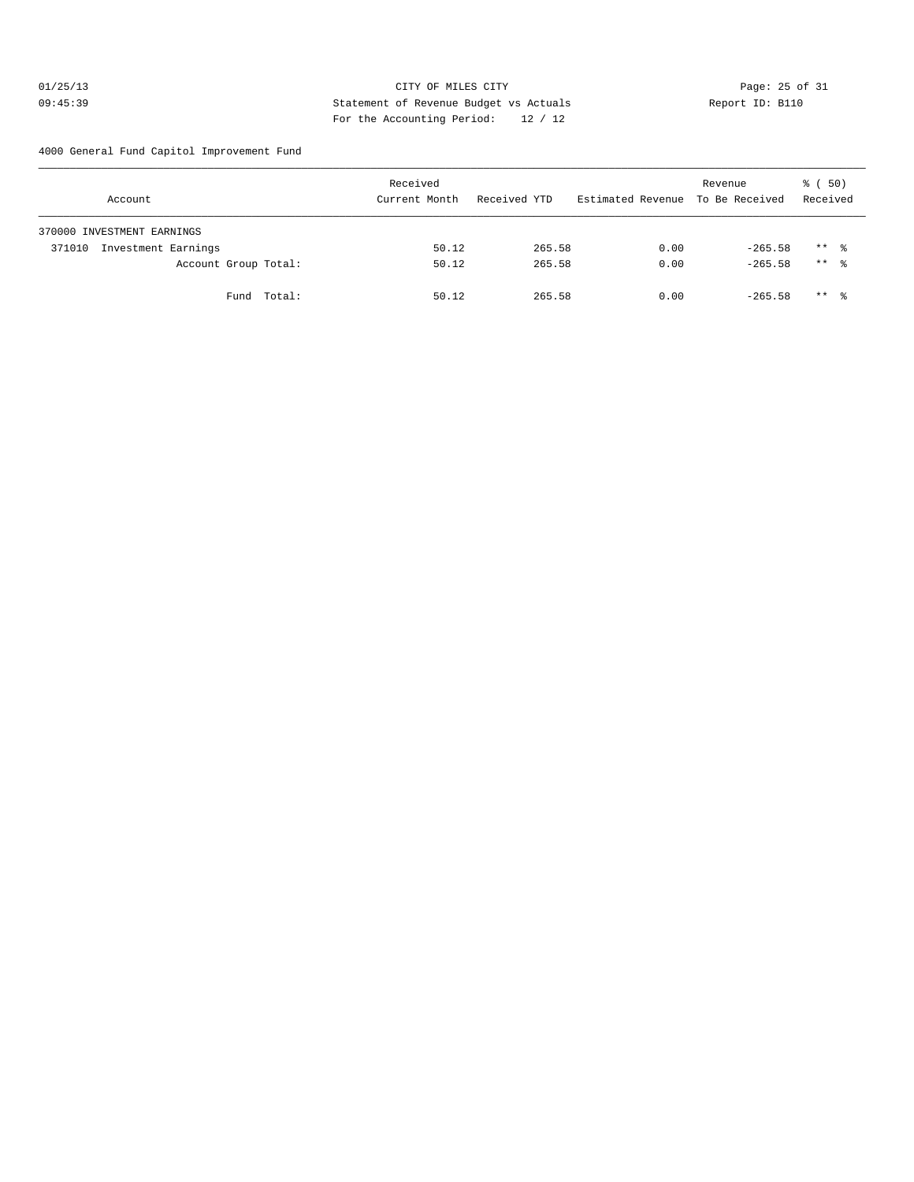CITY OF MILES CITY
Statement of Revenue Budget vs Actuals
For the Accounting Period: 12 / 12

01/25/13
09:45:39

Report ID: B110

4000 General Fund Capitol Improvement Fund

| Account | Received Current Month | Received YTD | Estimated Revenue | Revenue To Be Received | % ( 50) Received |
|---|---|---|---|---|---|
| 370000 INVESTMENT EARNINGS | | | | | |
| 371010 Investment Earnings | 50.12 | 265.58 | 0.00 | -265.58 | ** % |
| Account Group Total: | 50.12 | 265.58 | 0.00 | -265.58 | ** % |
| Fund Total: | 50.12 | 265.58 | 0.00 | -265.58 | ** % |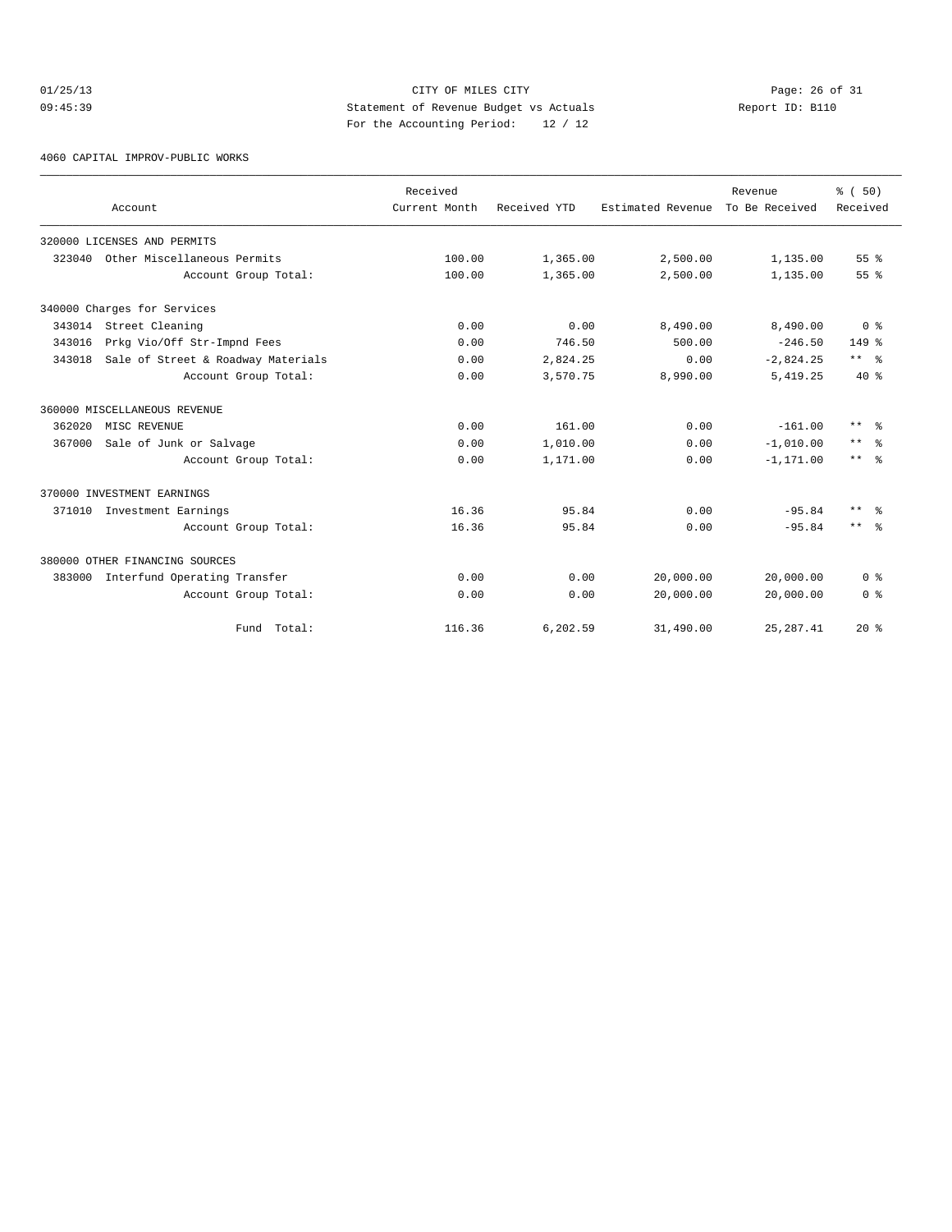CITY OF MILES CITY

Statement of Revenue Budget vs Actuals

For the Accounting Period: 12 / 12

01/25/13 09:45:39 Report ID: B110

4060 CAPITAL IMPROV-PUBLIC WORKS

| Account | Received Current Month | Received YTD | Estimated Revenue | Revenue To Be Received | % ( 50) Received |
|---|---|---|---|---|---|
| 320000 LICENSES AND PERMITS | | | | | |
| 323040 Other Miscellaneous Permits | 100.00 | 1,365.00 | 2,500.00 | 1,135.00 | 55 % |
| Account Group Total: | 100.00 | 1,365.00 | 2,500.00 | 1,135.00 | 55 % |
| 340000 Charges for Services | | | | | |
| 343014 Street Cleaning | 0.00 | 0.00 | 8,490.00 | 8,490.00 | 0 % |
| 343016 Prkg Vio/Off Str-Impnd Fees | 0.00 | 746.50 | 500.00 | -246.50 | 149 % |
| 343018 Sale of Street & Roadway Materials | 0.00 | 2,824.25 | 0.00 | -2,824.25 | ** % |
| Account Group Total: | 0.00 | 3,570.75 | 8,990.00 | 5,419.25 | 40 % |
| 360000 MISCELLANEOUS REVENUE | | | | | |
| 362020 MISC REVENUE | 0.00 | 161.00 | 0.00 | -161.00 | ** % |
| 367000 Sale of Junk or Salvage | 0.00 | 1,010.00 | 0.00 | -1,010.00 | ** % |
| Account Group Total: | 0.00 | 1,171.00 | 0.00 | -1,171.00 | ** % |
| 370000 INVESTMENT EARNINGS | | | | | |
| 371010 Investment Earnings | 16.36 | 95.84 | 0.00 | -95.84 | ** % |
| Account Group Total: | 16.36 | 95.84 | 0.00 | -95.84 | ** % |
| 380000 OTHER FINANCING SOURCES | | | | | |
| 383000 Interfund Operating Transfer | 0.00 | 0.00 | 20,000.00 | 20,000.00 | 0 % |
| Account Group Total: | 0.00 | 0.00 | 20,000.00 | 20,000.00 | 0 % |
| Fund Total: | 116.36 | 6,202.59 | 31,490.00 | 25,287.41 | 20 % |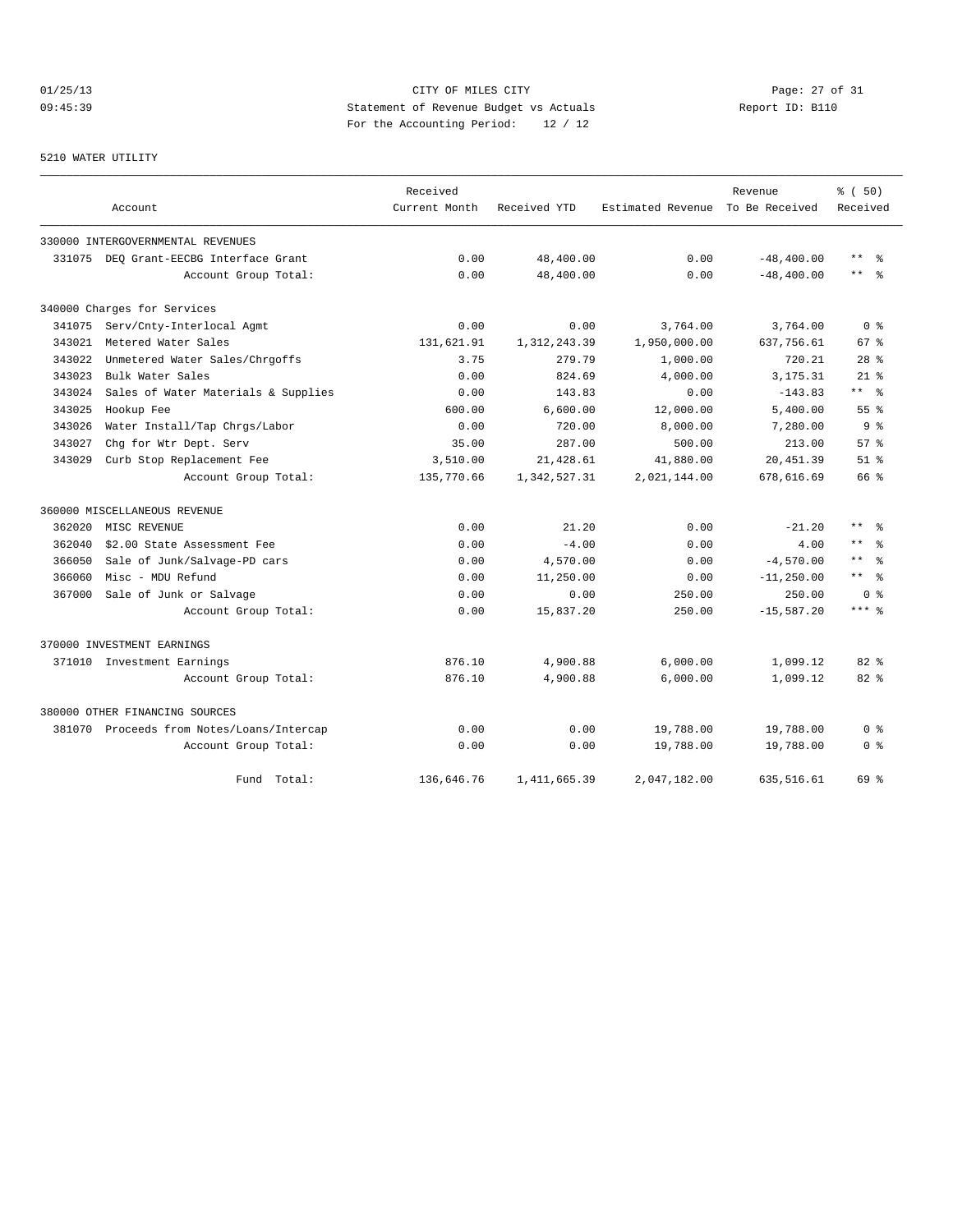CITY OF MILES CITY
Statement of Revenue Budget vs Actuals
For the Accounting Period: 12 / 12

01/25/13
09:45:39

Report ID: B110

5210 WATER UTILITY

| Account | | Received Current Month | Received YTD | Estimated Revenue | Revenue To Be Received | % ( 50) Received |
|---|---|---|---|---|---|---|
| 330000 INTERGOVERNMENTAL REVENUES | | | | | | |
| 331075 | DEQ Grant-EECBG Interface Grant | 0.00 | 48,400.00 | 0.00 | -48,400.00 | ** % |
| | Account Group Total: | 0.00 | 48,400.00 | 0.00 | -48,400.00 | ** % |
| 340000 Charges for Services | | | | | | |
| 341075 | Serv/Cnty-Interlocal Agmt | 0.00 | 0.00 | 3,764.00 | 3,764.00 | 0 % |
| 343021 | Metered Water Sales | 131,621.91 | 1,312,243.39 | 1,950,000.00 | 637,756.61 | 67 % |
| 343022 | Unmetered Water Sales/Chrgoffs | 3.75 | 279.79 | 1,000.00 | 720.21 | 28 % |
| 343023 | Bulk Water Sales | 0.00 | 824.69 | 4,000.00 | 3,175.31 | 21 % |
| 343024 | Sales of Water Materials & Supplies | 0.00 | 143.83 | 0.00 | -143.83 | ** % |
| 343025 | Hookup Fee | 600.00 | 6,600.00 | 12,000.00 | 5,400.00 | 55 % |
| 343026 | Water Install/Tap Chrgs/Labor | 0.00 | 720.00 | 8,000.00 | 7,280.00 | 9 % |
| 343027 | Chg for Wtr Dept. Serv | 35.00 | 287.00 | 500.00 | 213.00 | 57 % |
| 343029 | Curb Stop Replacement Fee | 3,510.00 | 21,428.61 | 41,880.00 | 20,451.39 | 51 % |
| | Account Group Total: | 135,770.66 | 1,342,527.31 | 2,021,144.00 | 678,616.69 | 66 % |
| 360000 MISCELLANEOUS REVENUE | | | | | | |
| 362020 | MISC REVENUE | 0.00 | 21.20 | 0.00 | -21.20 | ** % |
| 362040 | $2.00 State Assessment Fee | 0.00 | -4.00 | 0.00 | 4.00 | ** % |
| 366050 | Sale of Junk/Salvage-PD cars | 0.00 | 4,570.00 | 0.00 | -4,570.00 | ** % |
| 366060 | Misc - MDU Refund | 0.00 | 11,250.00 | 0.00 | -11,250.00 | ** % |
| 367000 | Sale of Junk or Salvage | 0.00 | 0.00 | 250.00 | 250.00 | 0 % |
| | Account Group Total: | 0.00 | 15,837.20 | 250.00 | -15,587.20 | *** % |
| 370000 INVESTMENT EARNINGS | | | | | | |
| 371010 | Investment Earnings | 876.10 | 4,900.88 | 6,000.00 | 1,099.12 | 82 % |
| | Account Group Total: | 876.10 | 4,900.88 | 6,000.00 | 1,099.12 | 82 % |
| 380000 OTHER FINANCING SOURCES | | | | | | |
| 381070 | Proceeds from Notes/Loans/Intercap | 0.00 | 0.00 | 19,788.00 | 19,788.00 | 0 % |
| | Account Group Total: | 0.00 | 0.00 | 19,788.00 | 19,788.00 | 0 % |
| | Fund Total: | 136,646.76 | 1,411,665.39 | 2,047,182.00 | 635,516.61 | 69 % |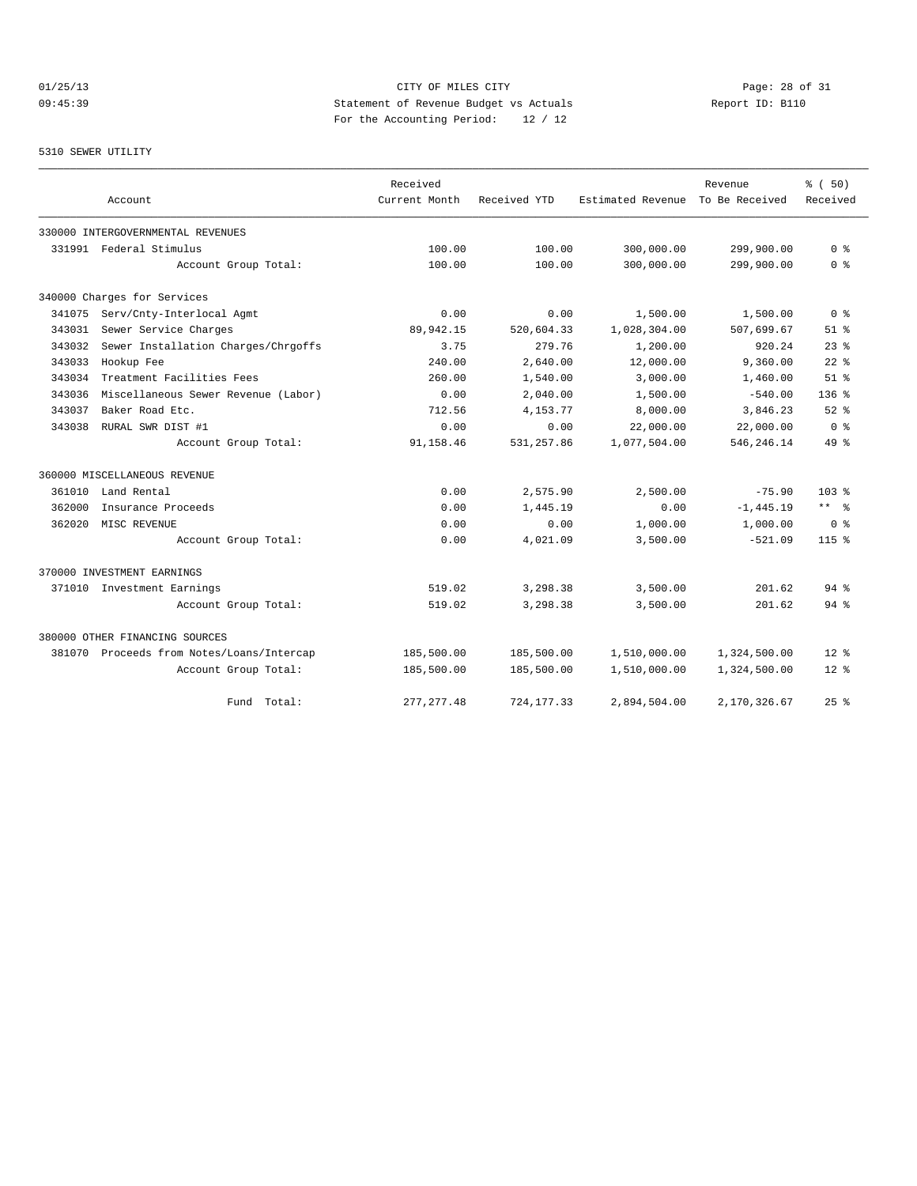CITY OF MILES CITY
Statement of Revenue Budget vs Actuals
For the Accounting Period: 12 / 12

01/25/13 09:45:39 — Report ID: B110

## 5310 SEWER UTILITY

| Account | Received Current Month | Received YTD | Estimated Revenue | Revenue To Be Received | % ( 50) Received |
|---|---|---|---|---|---|
| 330000 INTERGOVERNMENTAL REVENUES | | | | | |
| 331991 Federal Stimulus | 100.00 | 100.00 | 300,000.00 | 299,900.00 | 0 % |
| Account Group Total: | 100.00 | 100.00 | 300,000.00 | 299,900.00 | 0 % |
| 340000 Charges for Services | | | | | |
| 341075 Serv/Cnty-Interlocal Agmt | 0.00 | 0.00 | 1,500.00 | 1,500.00 | 0 % |
| 343031 Sewer Service Charges | 89,942.15 | 520,604.33 | 1,028,304.00 | 507,699.67 | 51 % |
| 343032 Sewer Installation Charges/Chrgoffs | 3.75 | 279.76 | 1,200.00 | 920.24 | 23 % |
| 343033 Hookup Fee | 240.00 | 2,640.00 | 12,000.00 | 9,360.00 | 22 % |
| 343034 Treatment Facilities Fees | 260.00 | 1,540.00 | 3,000.00 | 1,460.00 | 51 % |
| 343036 Miscellaneous Sewer Revenue (Labor) | 0.00 | 2,040.00 | 1,500.00 | -540.00 | 136 % |
| 343037 Baker Road Etc. | 712.56 | 4,153.77 | 8,000.00 | 3,846.23 | 52 % |
| 343038 RURAL SWR DIST #1 | 0.00 | 0.00 | 22,000.00 | 22,000.00 | 0 % |
| Account Group Total: | 91,158.46 | 531,257.86 | 1,077,504.00 | 546,246.14 | 49 % |
| 360000 MISCELLANEOUS REVENUE | | | | | |
| 361010 Land Rental | 0.00 | 2,575.90 | 2,500.00 | -75.90 | 103 % |
| 362000 Insurance Proceeds | 0.00 | 1,445.19 | 0.00 | -1,445.19 | ** % |
| 362020 MISC REVENUE | 0.00 | 0.00 | 1,000.00 | 1,000.00 | 0 % |
| Account Group Total: | 0.00 | 4,021.09 | 3,500.00 | -521.09 | 115 % |
| 370000 INVESTMENT EARNINGS | | | | | |
| 371010 Investment Earnings | 519.02 | 3,298.38 | 3,500.00 | 201.62 | 94 % |
| Account Group Total: | 519.02 | 3,298.38 | 3,500.00 | 201.62 | 94 % |
| 380000 OTHER FINANCING SOURCES | | | | | |
| 381070 Proceeds from Notes/Loans/Intercap | 185,500.00 | 185,500.00 | 1,510,000.00 | 1,324,500.00 | 12 % |
| Account Group Total: | 185,500.00 | 185,500.00 | 1,510,000.00 | 1,324,500.00 | 12 % |
| Fund Total: | 277,277.48 | 724,177.33 | 2,894,504.00 | 2,170,326.67 | 25 % |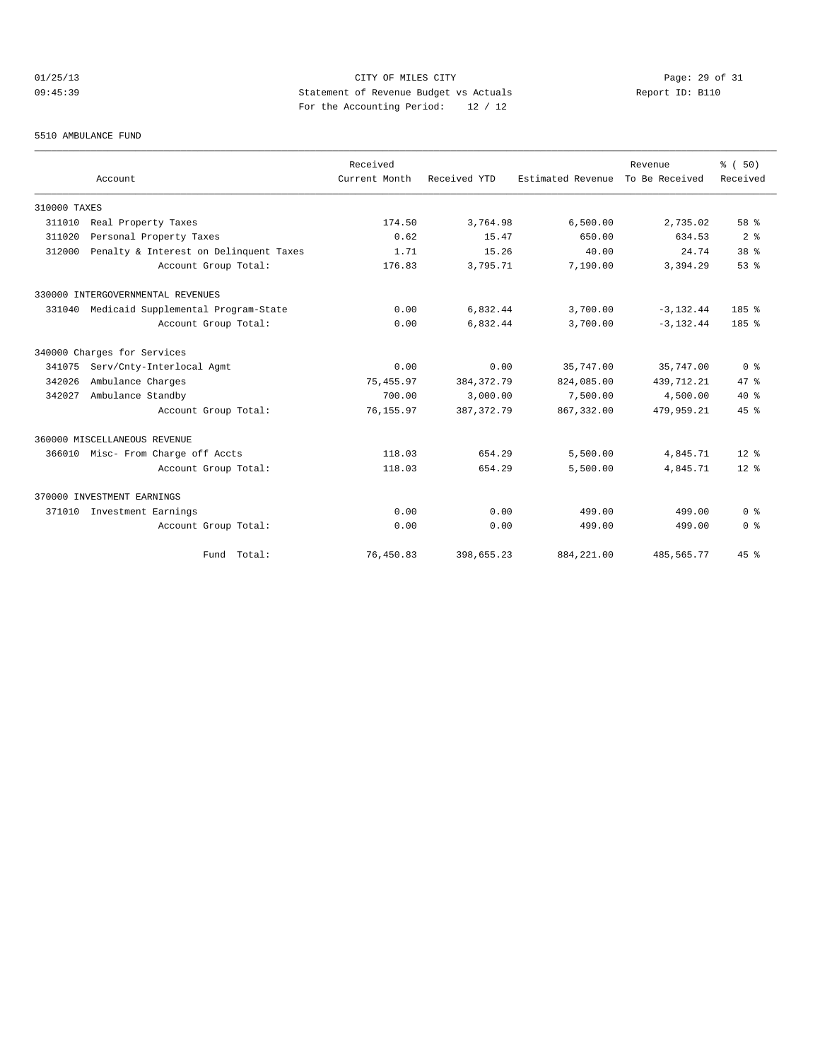CITY OF MILES CITY
Statement of Revenue Budget vs Actuals
For the Accounting Period: 12 / 12

01/25/13
09:45:39

Report ID: B110

5510 AMBULANCE FUND

| Account | Received Current Month | Received YTD | Estimated Revenue | Revenue To Be Received | % ( 50) Received |
|---|---|---|---|---|---|
| **310000 TAXES** | | | | | |
| 311010 Real Property Taxes | 174.50 | 3,764.98 | 6,500.00 | 2,735.02 | 58 % |
| 311020 Personal Property Taxes | 0.62 | 15.47 | 650.00 | 634.53 | 2 % |
| 312000 Penalty & Interest on Delinquent Taxes | 1.71 | 15.26 | 40.00 | 24.74 | 38 % |
| Account Group Total: | 176.83 | 3,795.71 | 7,190.00 | 3,394.29 | 53 % |
| **330000 INTERGOVERNMENTAL REVENUES** | | | | | |
| 331040 Medicaid Supplemental Program-State | 0.00 | 6,832.44 | 3,700.00 | -3,132.44 | 185 % |
| Account Group Total: | 0.00 | 6,832.44 | 3,700.00 | -3,132.44 | 185 % |
| **340000 Charges for Services** | | | | | |
| 341075 Serv/Cnty-Interlocal Agmt | 0.00 | 0.00 | 35,747.00 | 35,747.00 | 0 % |
| 342026 Ambulance Charges | 75,455.97 | 384,372.79 | 824,085.00 | 439,712.21 | 47 % |
| 342027 Ambulance Standby | 700.00 | 3,000.00 | 7,500.00 | 4,500.00 | 40 % |
| Account Group Total: | 76,155.97 | 387,372.79 | 867,332.00 | 479,959.21 | 45 % |
| **360000 MISCELLANEOUS REVENUE** | | | | | |
| 366010 Misc- From Charge off Accts | 118.03 | 654.29 | 5,500.00 | 4,845.71 | 12 % |
| Account Group Total: | 118.03 | 654.29 | 5,500.00 | 4,845.71 | 12 % |
| **370000 INVESTMENT EARNINGS** | | | | | |
| 371010 Investment Earnings | 0.00 | 0.00 | 499.00 | 499.00 | 0 % |
| Account Group Total: | 0.00 | 0.00 | 499.00 | 499.00 | 0 % |
| Fund Total: | 76,450.83 | 398,655.23 | 884,221.00 | 485,565.77 | 45 % |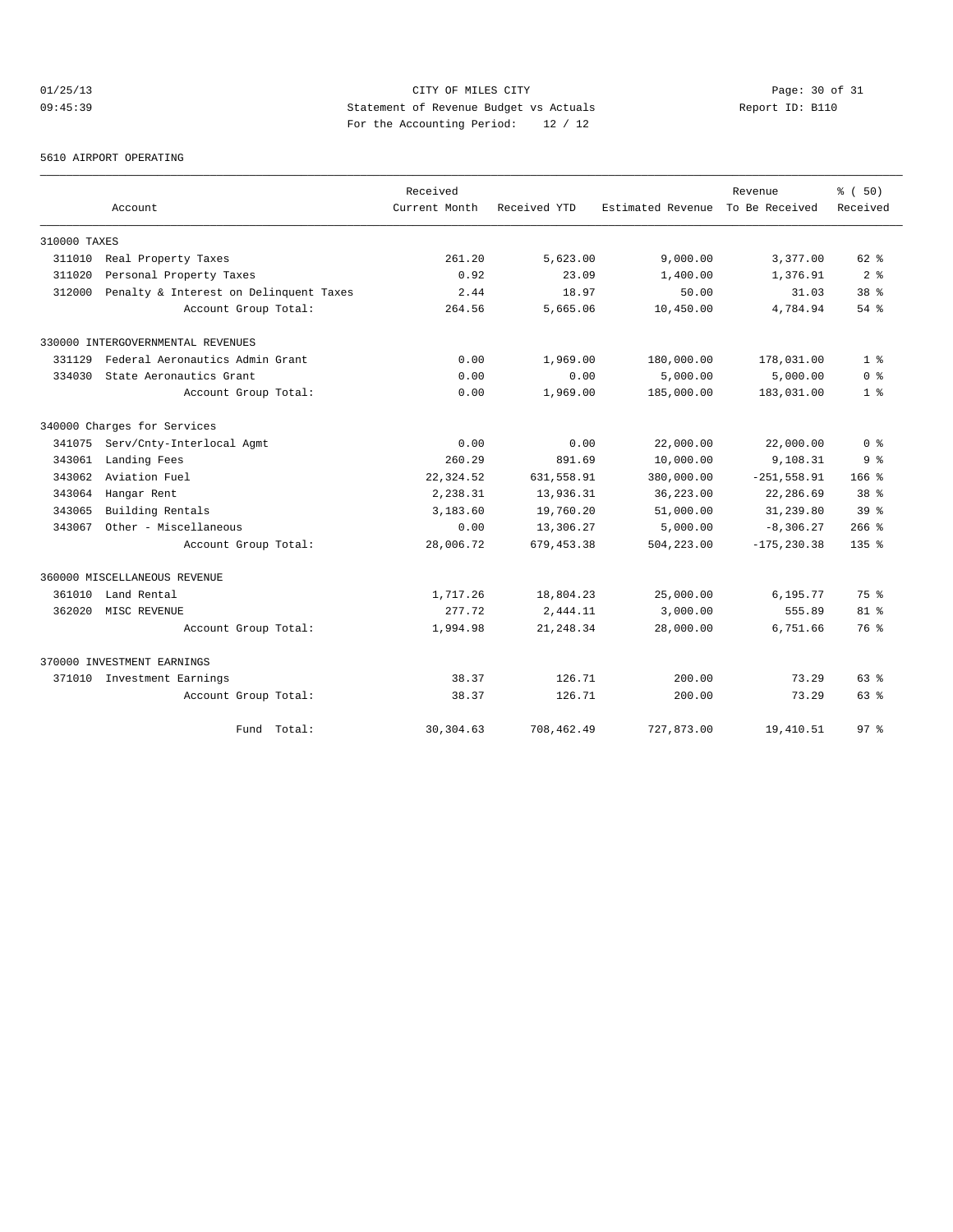CITY OF MILES CITY

Statement of Revenue Budget vs Actuals

For the Accounting Period: 12 / 12

01/25/13 09:45:39 Report ID: B110

5610 AIRPORT OPERATING

| Account | Received Current Month | Received YTD | Estimated Revenue | Revenue To Be Received | % ( 50) Received |
|---|---|---|---|---|---|
| 310000 TAXES | | | | | |
| 311010 Real Property Taxes | 261.20 | 5,623.00 | 9,000.00 | 3,377.00 | 62 % |
| 311020 Personal Property Taxes | 0.92 | 23.09 | 1,400.00 | 1,376.91 | 2 % |
| 312000 Penalty & Interest on Delinquent Taxes | 2.44 | 18.97 | 50.00 | 31.03 | 38 % |
| Account Group Total: | 264.56 | 5,665.06 | 10,450.00 | 4,784.94 | 54 % |
| 330000 INTERGOVERNMENTAL REVENUES | | | | | |
| 331129 Federal Aeronautics Admin Grant | 0.00 | 1,969.00 | 180,000.00 | 178,031.00 | 1 % |
| 334030 State Aeronautics Grant | 0.00 | 0.00 | 5,000.00 | 5,000.00 | 0 % |
| Account Group Total: | 0.00 | 1,969.00 | 185,000.00 | 183,031.00 | 1 % |
| 340000 Charges for Services | | | | | |
| 341075 Serv/Cnty-Interlocal Agmt | 0.00 | 0.00 | 22,000.00 | 22,000.00 | 0 % |
| 343061 Landing Fees | 260.29 | 891.69 | 10,000.00 | 9,108.31 | 9 % |
| 343062 Aviation Fuel | 22,324.52 | 631,558.91 | 380,000.00 | -251,558.91 | 166 % |
| 343064 Hangar Rent | 2,238.31 | 13,936.31 | 36,223.00 | 22,286.69 | 38 % |
| 343065 Building Rentals | 3,183.60 | 19,760.20 | 51,000.00 | 31,239.80 | 39 % |
| 343067 Other - Miscellaneous | 0.00 | 13,306.27 | 5,000.00 | -8,306.27 | 266 % |
| Account Group Total: | 28,006.72 | 679,453.38 | 504,223.00 | -175,230.38 | 135 % |
| 360000 MISCELLANEOUS REVENUE | | | | | |
| 361010 Land Rental | 1,717.26 | 18,804.23 | 25,000.00 | 6,195.77 | 75 % |
| 362020 MISC REVENUE | 277.72 | 2,444.11 | 3,000.00 | 555.89 | 81 % |
| Account Group Total: | 1,994.98 | 21,248.34 | 28,000.00 | 6,751.66 | 76 % |
| 370000 INVESTMENT EARNINGS | | | | | |
| 371010 Investment Earnings | 38.37 | 126.71 | 200.00 | 73.29 | 63 % |
| Account Group Total: | 38.37 | 126.71 | 200.00 | 73.29 | 63 % |
| Fund Total: | 30,304.63 | 708,462.49 | 727,873.00 | 19,410.51 | 97 % |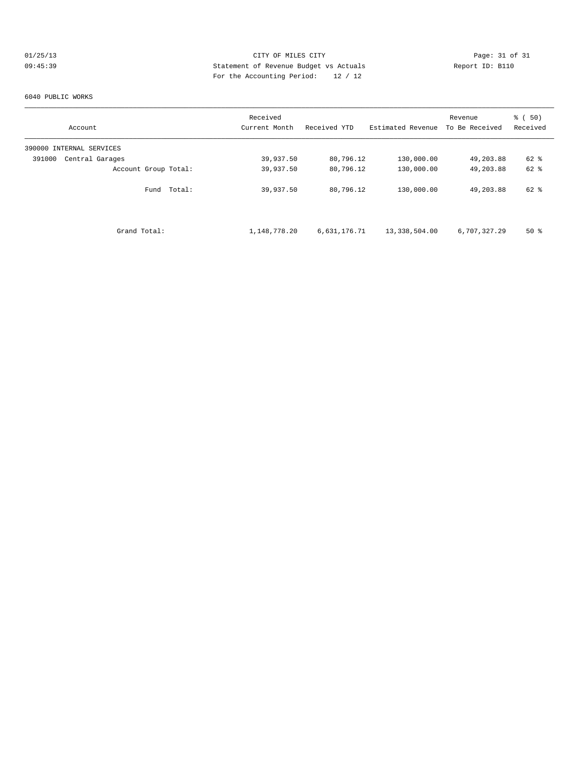CITY OF MILES CITY
Statement of Revenue Budget vs Actuals
For the Accounting Period: 12 / 12

01/25/13
09:45:39

Report ID: B110

6040 PUBLIC WORKS

| Account | Received Current Month | Received YTD | Estimated Revenue | Revenue To Be Received | % ( 50) Received |
|---|---|---|---|---|---|
| 390000 INTERNAL SERVICES | | | | | |
| 391000 Central Garages | 39,937.50 | 80,796.12 | 130,000.00 | 49,203.88 | 62 % |
| Account Group Total: | 39,937.50 | 80,796.12 | 130,000.00 | 49,203.88 | 62 % |
| Fund Total: | 39,937.50 | 80,796.12 | 130,000.00 | 49,203.88 | 62 % |
| Grand Total: | 1,148,778.20 | 6,631,176.71 | 13,338,504.00 | 6,707,327.29 | 50 % |